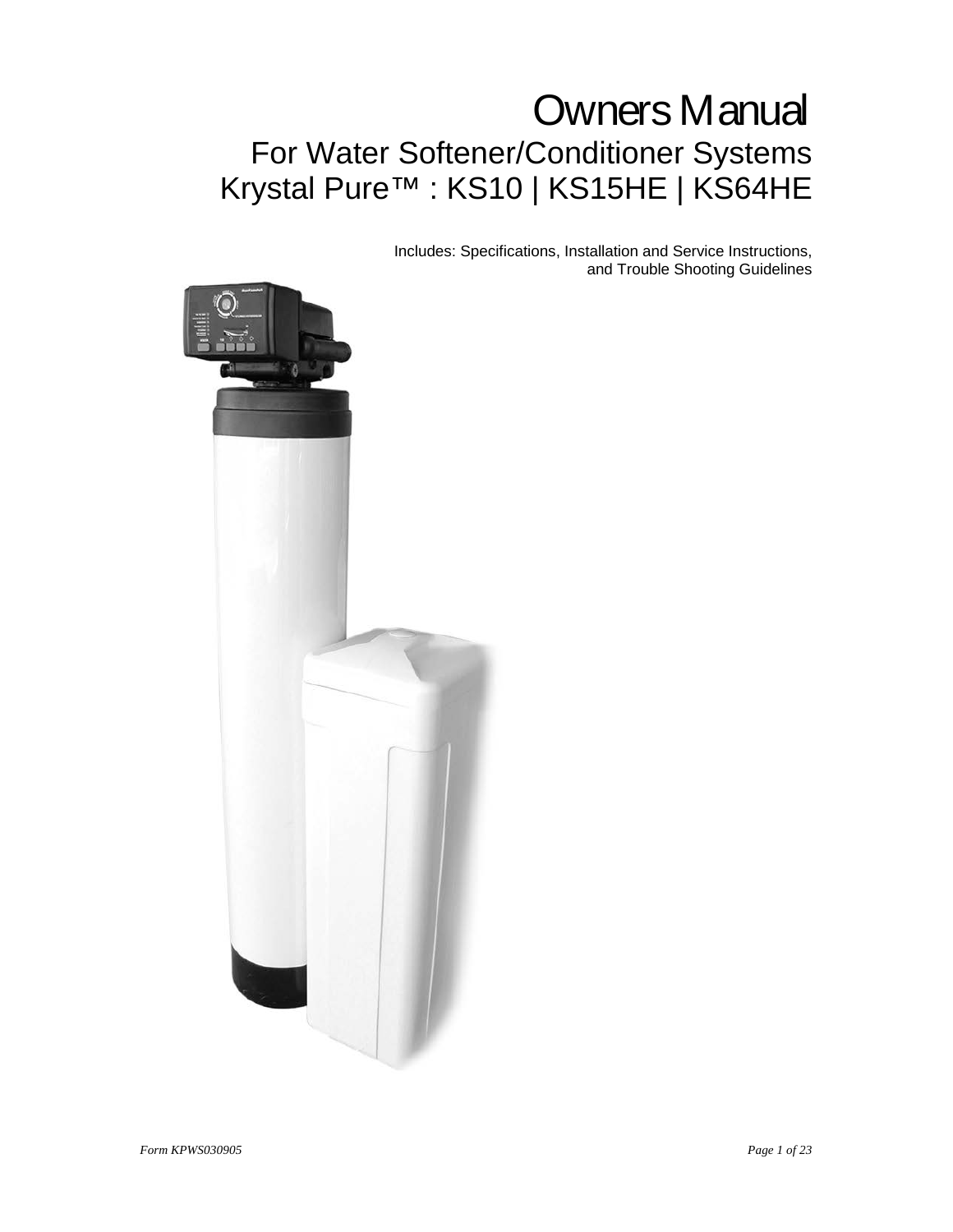# Owners Manual

## For Water Softener/Conditioner Systems
## Krystal Pure™ : KS10 | KS15HE | KS64HE

Includes: Specifications, Installation and Service Instructions, and Trouble Shooting Guidelines

*Form KPWS030905*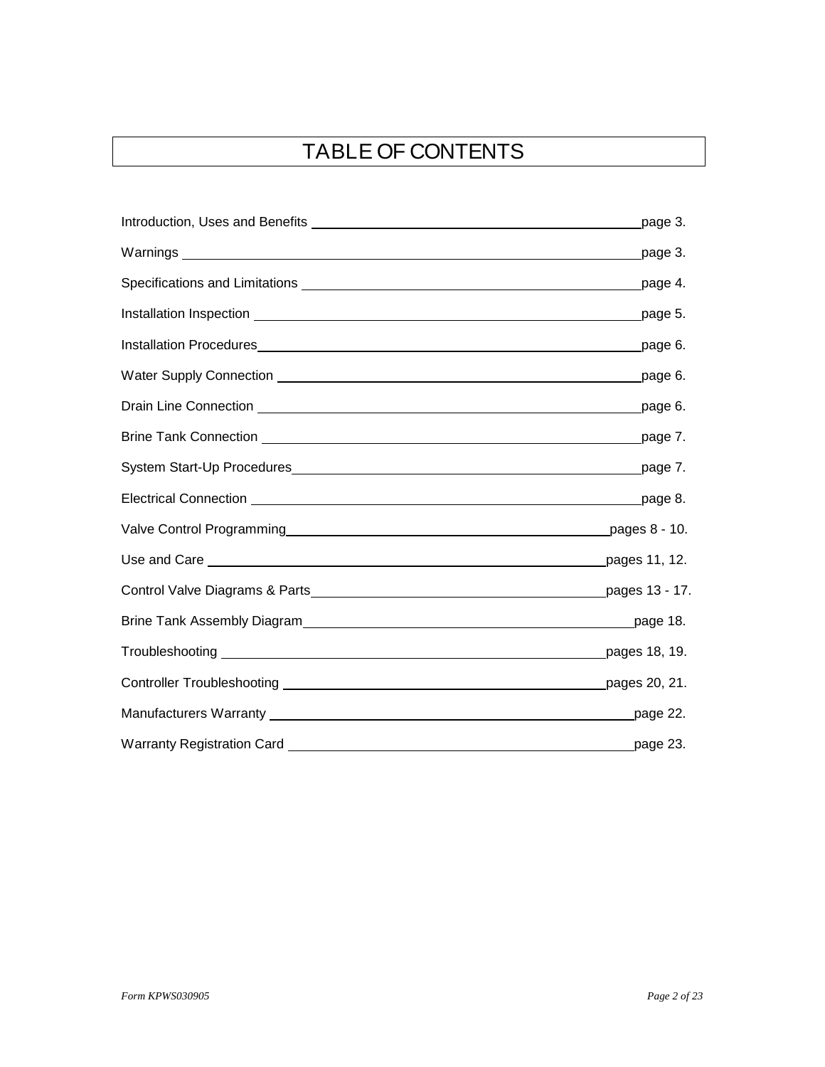# TABLE OF CONTENTS

| Section | Page |
| --- | --- |
| Introduction, Uses and Benefits | page 3. |
| Warnings | page 3. |
| Specifications and Limitations | page 4. |
| Installation Inspection | page 5. |
| Installation Procedures | page 6. |
| Water Supply Connection | page 6. |
| Drain Line Connection | page 6. |
| Brine Tank Connection | page 7. |
| System Start-Up Procedures | page 7. |
| Electrical Connection | page 8. |
| Valve Control Programming | pages 8 - 10. |
| Use and Care | pages 11, 12. |
| Control Valve Diagrams & Parts | pages 13 - 17. |
| Brine Tank Assembly Diagram | page 18. |
| Troubleshooting | pages 18, 19. |
| Controller Troubleshooting | pages 20, 21. |
| Manufacturers Warranty | page 22. |
| Warranty Registration Card | page 23. |

*Form KPWS030905*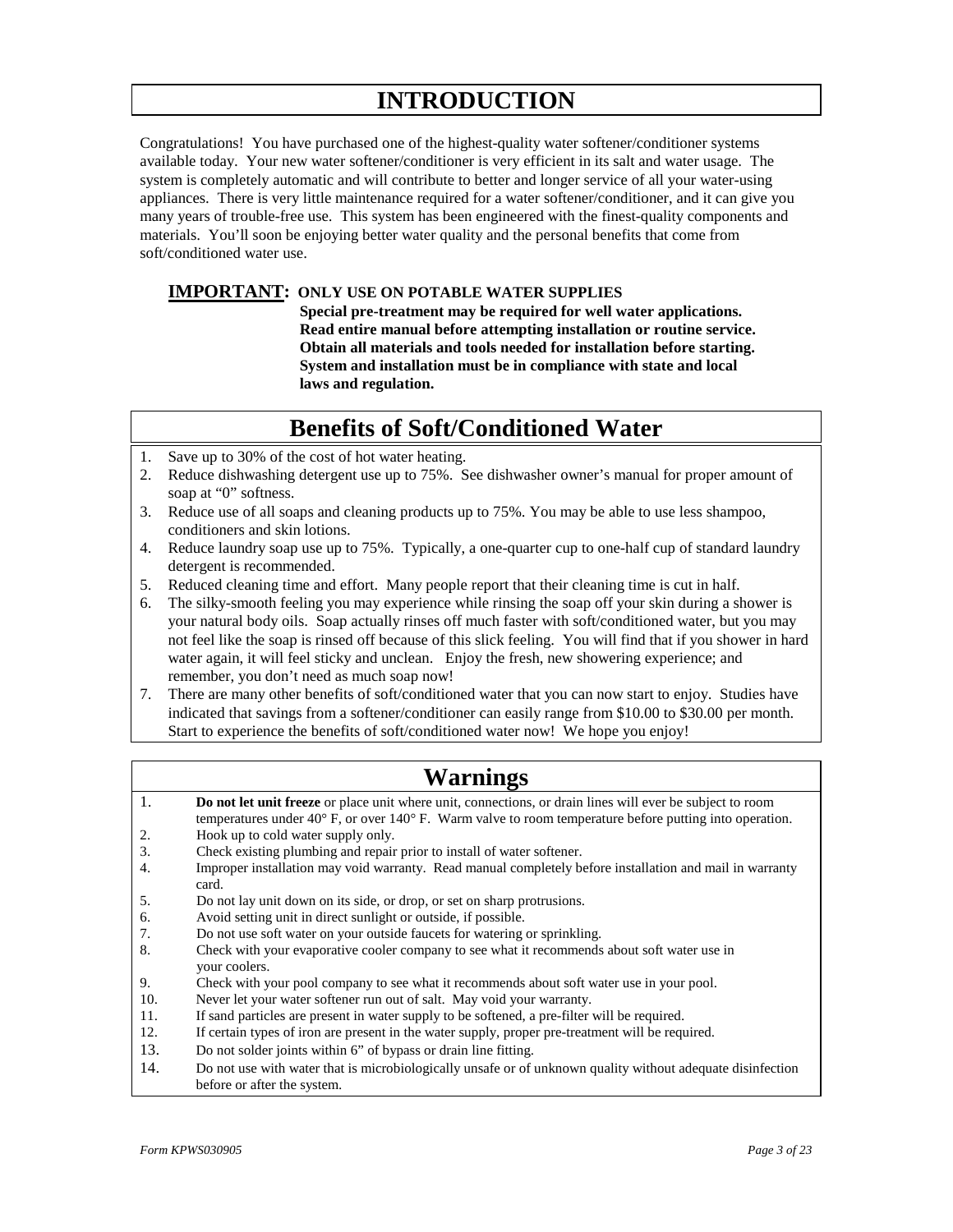# INTRODUCTION

Congratulations! You have purchased one of the highest-quality water softener/conditioner systems available today. Your new water softener/conditioner is very efficient in its salt and water usage. The system is completely automatic and will contribute to better and longer service of all your water-using appliances. There is very little maintenance required for a water softener/conditioner, and it can give you many years of trouble-free use. This system has been engineered with the finest-quality components and materials. You'll soon be enjoying better water quality and the personal benefits that come from soft/conditioned water use.

**IMPORTANT: ONLY USE ON POTABLE WATER SUPPLIES**
**Special pre-treatment may be required for well water applications.**
**Read entire manual before attempting installation or routine service.**
**Obtain all materials and tools needed for installation before starting.**
**System and installation must be in compliance with state and local laws and regulation.**

# Benefits of Soft/Conditioned Water

1. Save up to 30% of the cost of hot water heating.
2. Reduce dishwashing detergent use up to 75%. See dishwasher owner's manual for proper amount of soap at "0" softness.
3. Reduce use of all soaps and cleaning products up to 75%. You may be able to use less shampoo, conditioners and skin lotions.
4. Reduce laundry soap use up to 75%. Typically, a one-quarter cup to one-half cup of standard laundry detergent is recommended.
5. Reduced cleaning time and effort. Many people report that their cleaning time is cut in half.
6. The silky-smooth feeling you may experience while rinsing the soap off your skin during a shower is your natural body oils. Soap actually rinses off much faster with soft/conditioned water, but you may not feel like the soap is rinsed off because of this slick feeling. You will find that if you shower in hard water again, it will feel sticky and unclean. Enjoy the fresh, new showering experience; and remember, you don't need as much soap now!
7. There are many other benefits of soft/conditioned water that you can now start to enjoy. Studies have indicated that savings from a softener/conditioner can easily range from $10.00 to $30.00 per month. Start to experience the benefits of soft/conditioned water now! We hope you enjoy!

# Warnings

1. **Do not let unit freeze** or place unit where unit, connections, or drain lines will ever be subject to room temperatures under 40° F, or over 140° F. Warm valve to room temperature before putting into operation.
2. Hook up to cold water supply only.
3. Check existing plumbing and repair prior to install of water softener.
4. Improper installation may void warranty. Read manual completely before installation and mail in warranty card.
5. Do not lay unit down on its side, or drop, or set on sharp protrusions.
6. Avoid setting unit in direct sunlight or outside, if possible.
7. Do not use soft water on your outside faucets for watering or sprinkling.
8. Check with your evaporative cooler company to see what it recommends about soft water use in your coolers.
9. Check with your pool company to see what it recommends about soft water use in your pool.
10. Never let your water softener run out of salt. May void your warranty.
11. If sand particles are present in water supply to be softened, a pre-filter will be required.
12. If certain types of iron are present in the water supply, proper pre-treatment will be required.
13. Do not solder joints within 6" of bypass or drain line fitting.
14. Do not use with water that is microbiologically unsafe or of unknown quality without adequate disinfection before or after the system.

*Form KPWS030905*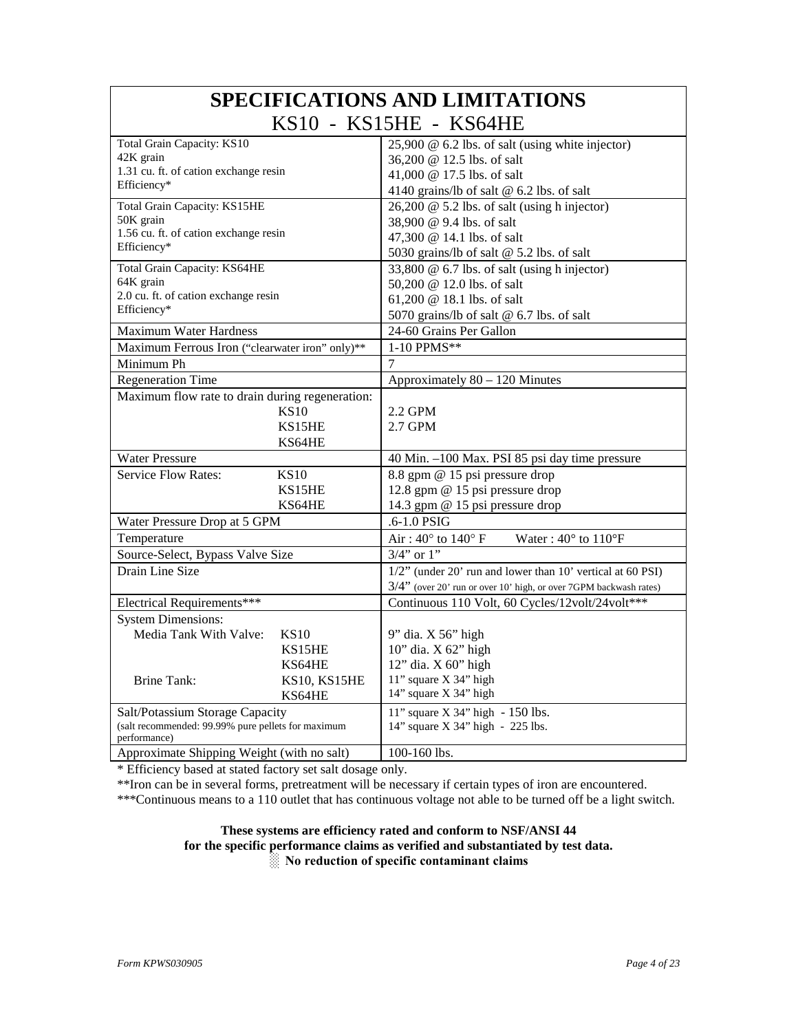# SPECIFICATIONS AND LIMITATIONS

## KS10 - KS15HE - KS64HE

| | |
|---|---|
| Total Grain Capacity: KS10<br>42K grain<br>1.31 cu. ft. of cation exchange resin<br>Efficiency* | 25,900 @ 6.2 lbs. of salt (using white injector)<br>36,200 @ 12.5 lbs. of salt<br>41,000 @ 17.5 lbs. of salt<br>4140 grains/lb of salt @ 6.2 lbs. of salt |
| Total Grain Capacity: KS15HE<br>50K grain<br>1.56 cu. ft. of cation exchange resin<br>Efficiency* | 26,200 @ 5.2 lbs. of salt (using h injector)<br>38,900 @ 9.4 lbs. of salt<br>47,300 @ 14.1 lbs. of salt<br>5030 grains/lb of salt @ 5.2 lbs. of salt |
| Total Grain Capacity: KS64HE<br>64K grain<br>2.0 cu. ft. of cation exchange resin<br>Efficiency* | 33,800 @ 6.7 lbs. of salt (using h injector)<br>50,200 @ 12.0 lbs. of salt<br>61,200 @ 18.1 lbs. of salt<br>5070 grains/lb of salt @ 6.7 lbs. of salt |
| Maximum Water Hardness | 24-60 Grains Per Gallon |
| Maximum Ferrous Iron ("clearwater iron" only)** | 1-10 PPMS** |
| Minimum Ph | 7 |
| Regeneration Time | Approximately 80 – 120 Minutes |
| Maximum flow rate to drain during regeneration:<br>KS10<br>KS15HE<br>KS64HE | <br>2.2 GPM<br>2.7 GPM |
| Water Pressure | 40 Min. –100 Max. PSI 85 psi day time pressure |
| Service Flow Rates: KS10<br>KS15HE<br>KS64HE | 8.8 gpm @ 15 psi pressure drop<br>12.8 gpm @ 15 psi pressure drop<br>14.3 gpm @ 15 psi pressure drop |
| Water Pressure Drop at 5 GPM | .6-1.0 PSIG |
| Temperature | Air : 40° to 140° F Water : 40° to 110°F |
| Source-Select, Bypass Valve Size | 3/4" or 1" |
| Drain Line Size | 1/2" (under 20' run and lower than 10' vertical at 60 PSI)<br>3/4" (over 20' run or over 10' high, or over 7GPM backwash rates) |
| Electrical Requirements*** | Continuous 110 Volt, 60 Cycles/12volt/24volt*** |
| System Dimensions:<br>Media Tank With Valve: KS10<br>KS15HE<br>KS64HE<br>Brine Tank: KS10, KS15HE<br>KS64HE | <br>9" dia. X 56" high<br>10" dia. X 62" high<br>12" dia. X 60" high<br>11" square X 34" high<br>14" square X 34" high |
| Salt/Potassium Storage Capacity<br>(salt recommended: 99.99% pure pellets for maximum performance) | 11" square X 34" high - 150 lbs.<br>14" square X 34" high - 225 lbs. |
| Approximate Shipping Weight (with no salt) | 100-160 lbs. |

* Efficiency based at stated factory set salt dosage only.

**Iron can be in several forms, pretreatment will be necessary if certain types of iron are encountered.

***Continuous means to a 110 outlet that has continuous voltage not able to be turned off be a light switch.

**These systems are efficiency rated and conform to NSF/ANSI 44**
**for the specific performance claims as verified and substantiated by test data.**
**No reduction of specific contaminant claims**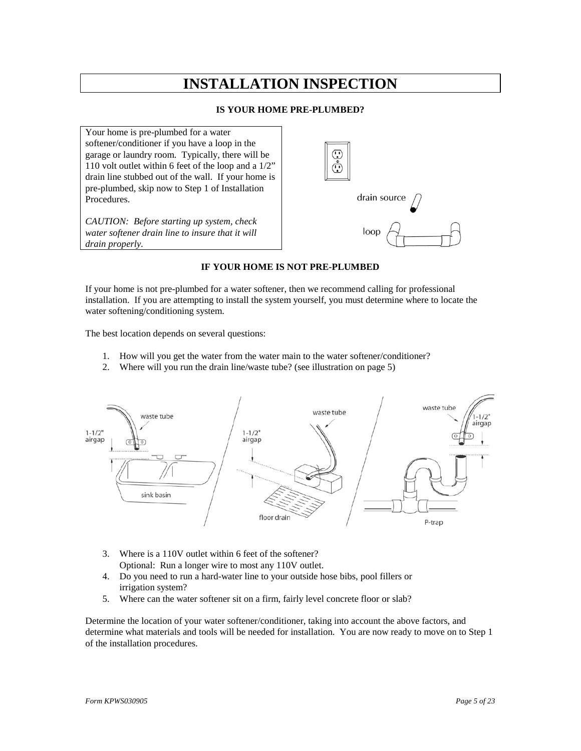# INSTALLATION INSPECTION

**IS YOUR HOME PRE-PLUMBED?**

Your home is pre-plumbed for a water softener/conditioner if you have a loop in the garage or laundry room. Typically, there will be 110 volt outlet within 6 feet of the loop and a 1/2" drain line stubbed out of the wall. If your home is pre-plumbed, skip now to Step 1 of Installation Procedures.

*CAUTION: Before starting up system, check water softener drain line to insure that it will drain properly.*

**IF YOUR HOME IS NOT PRE-PLUMBED**

If your home is not pre-plumbed for a water softener, then we recommend calling for professional installation. If you are attempting to install the system yourself, you must determine where to locate the water softening/conditioning system.

The best location depends on several questions:

1. How will you get the water from the water main to the water softener/conditioner?
2. Where will you run the drain line/waste tube? (see illustration on page 5)
3. Where is a 110V outlet within 6 feet of the softener?
   Optional: Run a longer wire to most any 110V outlet.
4. Do you need to run a hard-water line to your outside hose bibs, pool fillers or irrigation system?
5. Where can the water softener sit on a firm, fairly level concrete floor or slab?

Determine the location of your water softener/conditioner, taking into account the above factors, and determine what materials and tools will be needed for installation. You are now ready to move on to Step 1 of the installation procedures.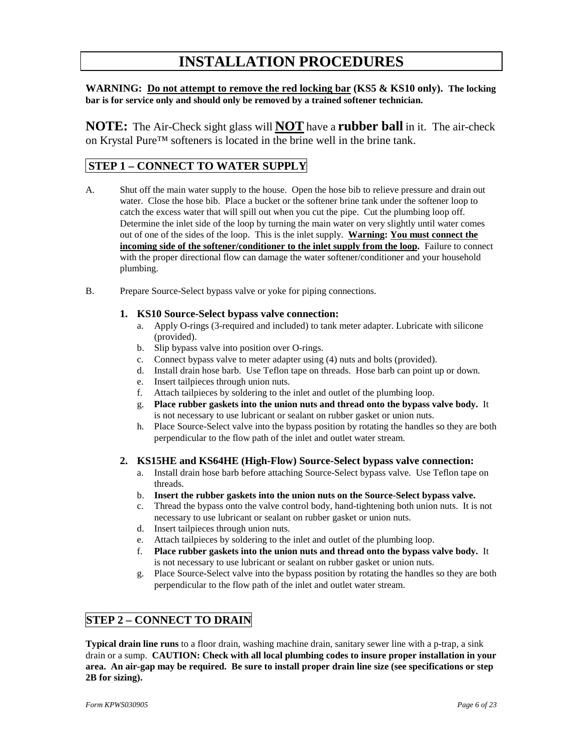# INSTALLATION PROCEDURES

**WARNING: <u>Do not attempt to remove the red locking bar</u> (KS5 & KS10 only). The locking bar is for service only and should only be removed by a trained softener technician.**

**NOTE:** The Air-Check sight glass will **<u>NOT</u>** have a **rubber ball** in it. The air-check on Krystal Pure™ softeners is located in the brine well in the brine tank.

## STEP 1 – CONNECT TO WATER SUPPLY

A. Shut off the main water supply to the house. Open the hose bib to relieve pressure and drain out water. Close the hose bib. Place a bucket or the softener brine tank under the softener loop to catch the excess water that will spill out when you cut the pipe. Cut the plumbing loop off. Determine the inlet side of the loop by turning the main water on very slightly until water comes out of one of the sides of the loop. This is the inlet supply. **<u>Warning:</u> <u>You must connect the incoming side of the softener/conditioner to the inlet supply from the loop</u>.** Failure to connect with the proper directional flow can damage the water softener/conditioner and your household plumbing.

B. Prepare Source-Select bypass valve or yoke for piping connections.

### 1. KS10 Source-Select bypass valve connection:

a. Apply O-rings (3-required and included) to tank meter adapter. Lubricate with silicone (provided).
b. Slip bypass valve into position over O-rings.
c. Connect bypass valve to meter adapter using (4) nuts and bolts (provided).
d. Install drain hose barb. Use Teflon tape on threads. Hose barb can point up or down.
e. Insert tailpieces through union nuts.
f. Attach tailpieces by soldering to the inlet and outlet of the plumbing loop.
g. **Place rubber gaskets into the union nuts and thread onto the bypass valve body.** It is not necessary to use lubricant or sealant on rubber gasket or union nuts.
h. Place Source-Select valve into the bypass position by rotating the handles so they are both perpendicular to the flow path of the inlet and outlet water stream.

### 2. KS15HE and KS64HE (High-Flow) Source-Select bypass valve connection:

a. Install drain hose barb before attaching Source-Select bypass valve. Use Teflon tape on threads.
b. **Insert the rubber gaskets into the union nuts on the Source-Select bypass valve.**
c. Thread the bypass onto the valve control body, hand-tightening both union nuts. It is not necessary to use lubricant or sealant on rubber gasket or union nuts.
d. Insert tailpieces through union nuts.
e. Attach tailpieces by soldering to the inlet and outlet of the plumbing loop.
f. **Place rubber gaskets into the union nuts and thread onto the bypass valve body.** It is not necessary to use lubricant or sealant on rubber gasket or union nuts.
g. Place Source-Select valve into the bypass position by rotating the handles so they are both perpendicular to the flow path of the inlet and outlet water stream.

## STEP 2 – CONNECT TO DRAIN

**Typical drain line runs** to a floor drain, washing machine drain, sanitary sewer line with a p-trap, a sink drain or a sump. **CAUTION: Check with all local plumbing codes to insure proper installation in your area. An air-gap may be required. Be sure to install proper drain line size (see specifications or step 2B for sizing).**

*Form KPWS030905*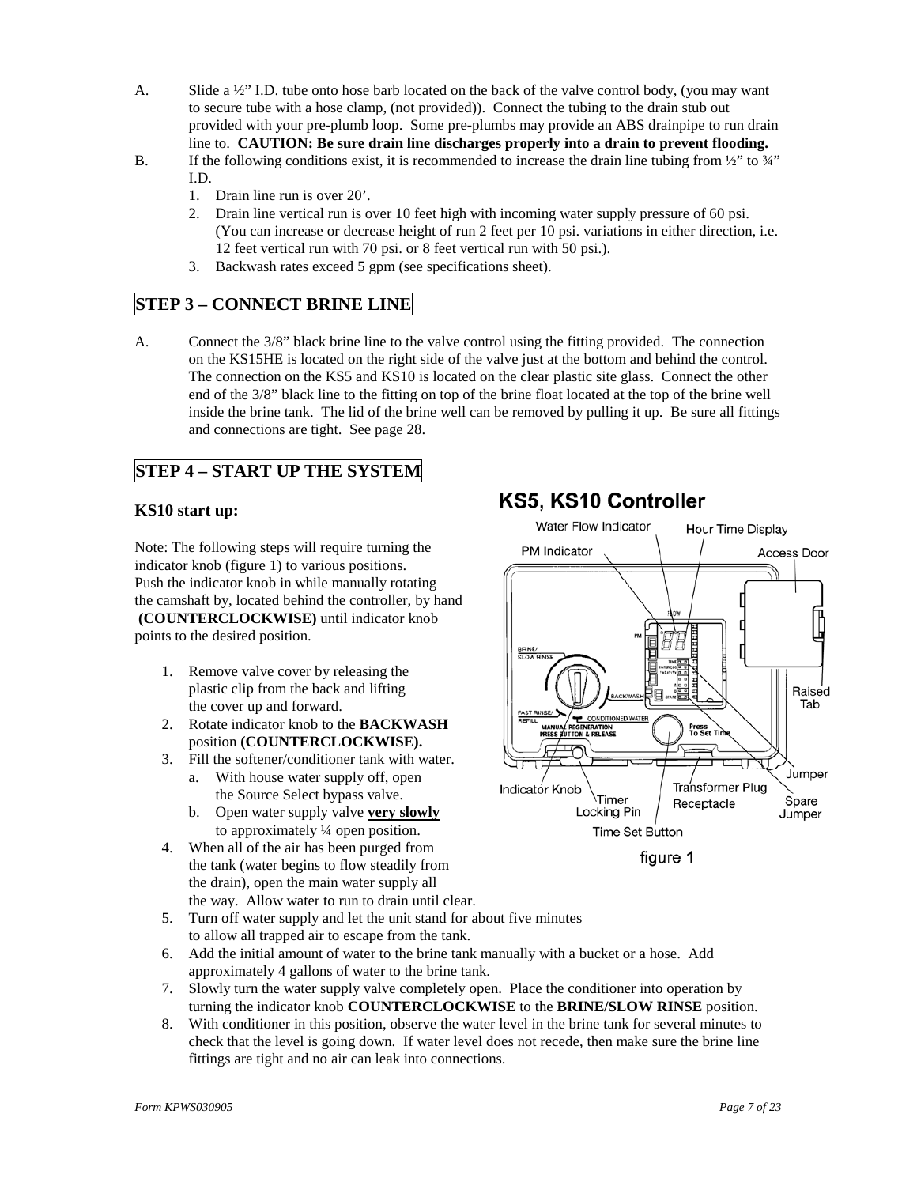A. Slide a ½" I.D. tube onto hose barb located on the back of the valve control body, (you may want to secure tube with a hose clamp, (not provided)). Connect the tubing to the drain stub out provided with your pre-plumb loop. Some pre-plumbs may provide an ABS drainpipe to run drain line to. **CAUTION: Be sure drain line discharges properly into a drain to prevent flooding.**

B. If the following conditions exist, it is recommended to increase the drain line tubing from ½" to ¾" I.D.
   1. Drain line run is over 20'.
   2. Drain line vertical run is over 10 feet high with incoming water supply pressure of 60 psi. (You can increase or decrease height of run 2 feet per 10 psi. variations in either direction, i.e. 12 feet vertical run with 70 psi. or 8 feet vertical run with 50 psi.).
   3. Backwash rates exceed 5 gpm (see specifications sheet).

## STEP 3 – CONNECT BRINE LINE

A. Connect the 3/8" black brine line to the valve control using the fitting provided. The connection on the KS15HE is located on the right side of the valve just at the bottom and behind the control. The connection on the KS5 and KS10 is located on the clear plastic site glass. Connect the other end of the 3/8" black line to the fitting on top of the brine float located at the top of the brine well inside the brine tank. The lid of the brine well can be removed by pulling it up. Be sure all fittings and connections are tight. See page 28.

## STEP 4 – START UP THE SYSTEM

### KS10 start up:

Note: The following steps will require turning the indicator knob (figure 1) to various positions. Push the indicator knob in while manually rotating the camshaft by, located behind the controller, by hand **(COUNTERCLOCKWISE)** until indicator knob points to the desired position.

1. Remove valve cover by releasing the plastic clip from the back and lifting the cover up and forward.
2. Rotate indicator knob to the **BACKWASH** position **(COUNTERCLOCKWISE).**
3. Fill the softener/conditioner tank with water.
   a. With house water supply off, open the Source Select bypass valve.
   b. Open water supply valve **<u>very slowly</u>** to approximately ¼ open position.
4. When all of the air has been purged from the tank (water begins to flow steadily from the drain), open the main water supply all the way. Allow water to run to drain until clear.
5. Turn off water supply and let the unit stand for about five minutes to allow all trapped air to escape from the tank.
6. Add the initial amount of water to the brine tank manually with a bucket or a hose. Add approximately 4 gallons of water to the brine tank.
7. Slowly turn the water supply valve completely open. Place the conditioner into operation by turning the indicator knob **COUNTERCLOCKWISE** to the **BRINE/SLOW RINSE** position.
8. With conditioner in this position, observe the water level in the brine tank for several minutes to check that the level is going down. If water level does not recede, then make sure the brine line fittings are tight and no air can leak into connections.

**KS5, KS10 Controller**

Water Flow Indicator, Hour Time Display, PM Indicator, Access Door, Raised Tab, Jumper, Spare Jumper, Transformer Plug Receptacle, Time Set Button, Timer Locking Pin, Indicator Knob

figure 1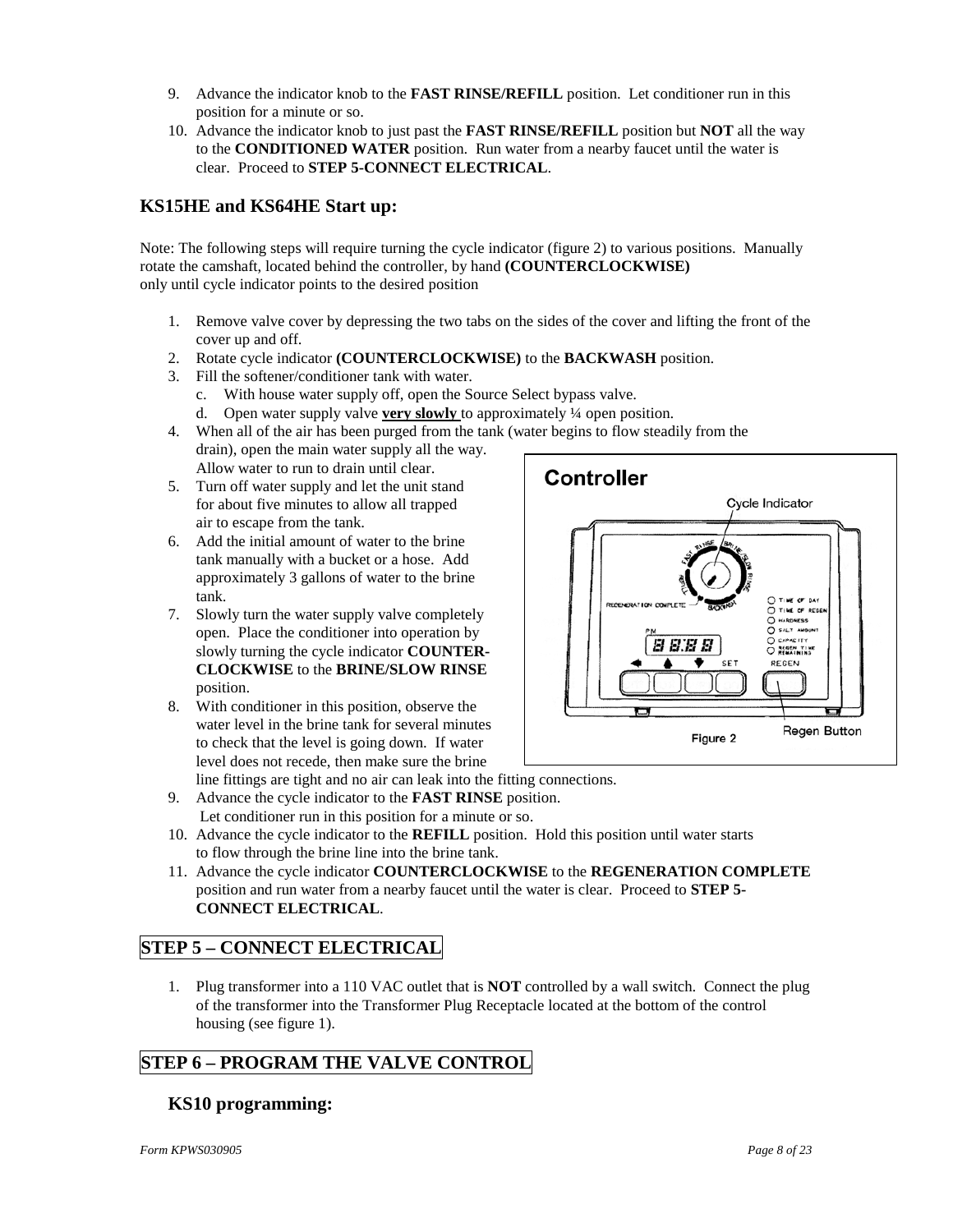9. Advance the indicator knob to the **FAST RINSE/REFILL** position. Let conditioner run in this position for a minute or so.
10. Advance the indicator knob to just past the **FAST RINSE/REFILL** position but **NOT** all the way to the **CONDITIONED WATER** position. Run water from a nearby faucet until the water is clear. Proceed to **STEP 5-CONNECT ELECTRICAL**.

## KS15HE and KS64HE Start up:

Note: The following steps will require turning the cycle indicator (figure 2) to various positions. Manually rotate the camshaft, located behind the controller, by hand **(COUNTERCLOCKWISE)** only until cycle indicator points to the desired position

1. Remove valve cover by depressing the two tabs on the sides of the cover and lifting the front of the cover up and off.
2. Rotate cycle indicator **(COUNTERCLOCKWISE)** to the **BACKWASH** position.
3. Fill the softener/conditioner tank with water.
   c. With house water supply off, open the Source Select bypass valve.
   d. Open water supply valve **very slowly** to approximately ¼ open position.
4. When all of the air has been purged from the tank (water begins to flow steadily from the drain), open the main water supply all the way. Allow water to run to drain until clear.
5. Turn off water supply and let the unit stand for about five minutes to allow all trapped air to escape from the tank.
6. Add the initial amount of water to the brine tank manually with a bucket or a hose. Add approximately 3 gallons of water to the brine tank.
7. Slowly turn the water supply valve completely open. Place the conditioner into operation by slowly turning the cycle indicator **COUNTER-CLOCKWISE** to the **BRINE/SLOW RINSE** position.
8. With conditioner in this position, observe the water level in the brine tank for several minutes to check that the level is going down. If water level does not recede, then make sure the brine line fittings are tight and no air can leak into the fitting connections.
9. Advance the cycle indicator to the **FAST RINSE** position. Let conditioner run in this position for a minute or so.
10. Advance the cycle indicator to the **REFILL** position. Hold this position until water starts to flow through the brine line into the brine tank.
11. Advance the cycle indicator **COUNTERCLOCKWISE** to the **REGENERATION COMPLETE** position and run water from a nearby faucet until the water is clear. Proceed to **STEP 5-CONNECT ELECTRICAL**.

Figure 2

## STEP 5 – CONNECT ELECTRICAL

1. Plug transformer into a 110 VAC outlet that is **NOT** controlled by a wall switch. Connect the plug of the transformer into the Transformer Plug Receptacle located at the bottom of the control housing (see figure 1).

## STEP 6 – PROGRAM THE VALVE CONTROL

### KS10 programming: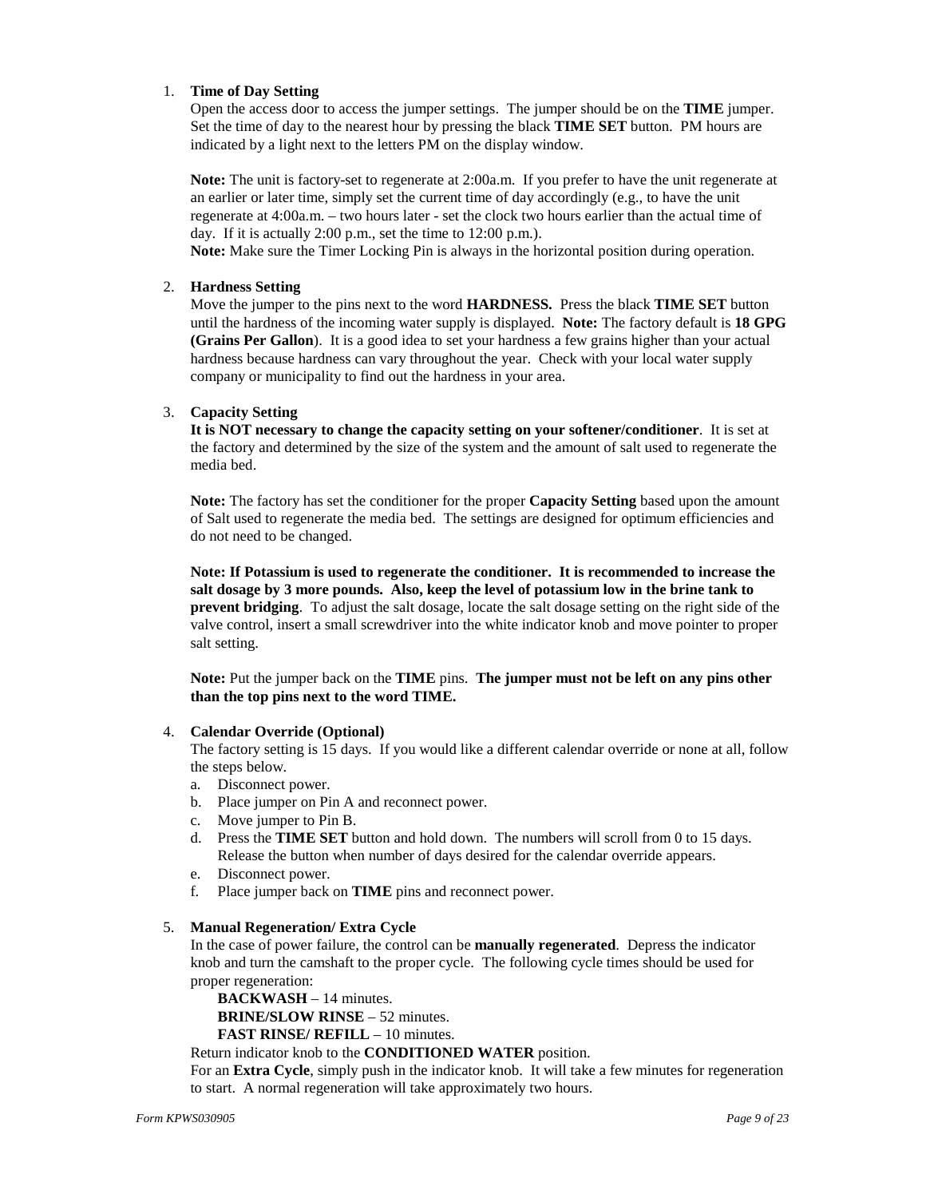1. **Time of Day Setting**
   Open the access door to access the jumper settings. The jumper should be on the **TIME** jumper. Set the time of day to the nearest hour by pressing the black **TIME SET** button. PM hours are indicated by a light next to the letters PM on the display window.

   **Note:** The unit is factory-set to regenerate at 2:00a.m. If you prefer to have the unit regenerate at an earlier or later time, simply set the current time of day accordingly (e.g., to have the unit regenerate at 4:00a.m. – two hours later - set the clock two hours earlier than the actual time of day. If it is actually 2:00 p.m., set the time to 12:00 p.m.).
   **Note:** Make sure the Timer Locking Pin is always in the horizontal position during operation.

2. **Hardness Setting**
   Move the jumper to the pins next to the word **HARDNESS.** Press the black **TIME SET** button until the hardness of the incoming water supply is displayed. **Note:** The factory default is **18 GPG (Grains Per Gallon**). It is a good idea to set your hardness a few grains higher than your actual hardness because hardness can vary throughout the year. Check with your local water supply company or municipality to find out the hardness in your area.

3. **Capacity Setting**
   **It is NOT necessary to change the capacity setting on your softener/conditioner**. It is set at the factory and determined by the size of the system and the amount of salt used to regenerate the media bed.

   **Note:** The factory has set the conditioner for the proper **Capacity Setting** based upon the amount of Salt used to regenerate the media bed. The settings are designed for optimum efficiencies and do not need to be changed.

   **Note: If Potassium is used to regenerate the conditioner. It is recommended to increase the salt dosage by 3 more pounds. Also, keep the level of potassium low in the brine tank to prevent bridging**. To adjust the salt dosage, locate the salt dosage setting on the right side of the valve control, insert a small screwdriver into the white indicator knob and move pointer to proper salt setting.

   **Note:** Put the jumper back on the **TIME** pins. **The jumper must not be left on any pins other than the top pins next to the word TIME.**

4. **Calendar Override (Optional)**
   The factory setting is 15 days. If you would like a different calendar override or none at all, follow the steps below.
   a. Disconnect power.
   b. Place jumper on Pin A and reconnect power.
   c. Move jumper to Pin B.
   d. Press the **TIME SET** button and hold down. The numbers will scroll from 0 to 15 days. Release the button when number of days desired for the calendar override appears.
   e. Disconnect power.
   f. Place jumper back on **TIME** pins and reconnect power.

5. **Manual Regeneration/ Extra Cycle**
   In the case of power failure, the control can be **manually regenerated**. Depress the indicator knob and turn the camshaft to the proper cycle. The following cycle times should be used for proper regeneration:
   **BACKWASH** – 14 minutes.
   **BRINE/SLOW RINSE** – 52 minutes.
   **FAST RINSE/ REFILL** – 10 minutes.
   Return indicator knob to the **CONDITIONED WATER** position.
   For an **Extra Cycle**, simply push in the indicator knob. It will take a few minutes for regeneration to start. A normal regeneration will take approximately two hours.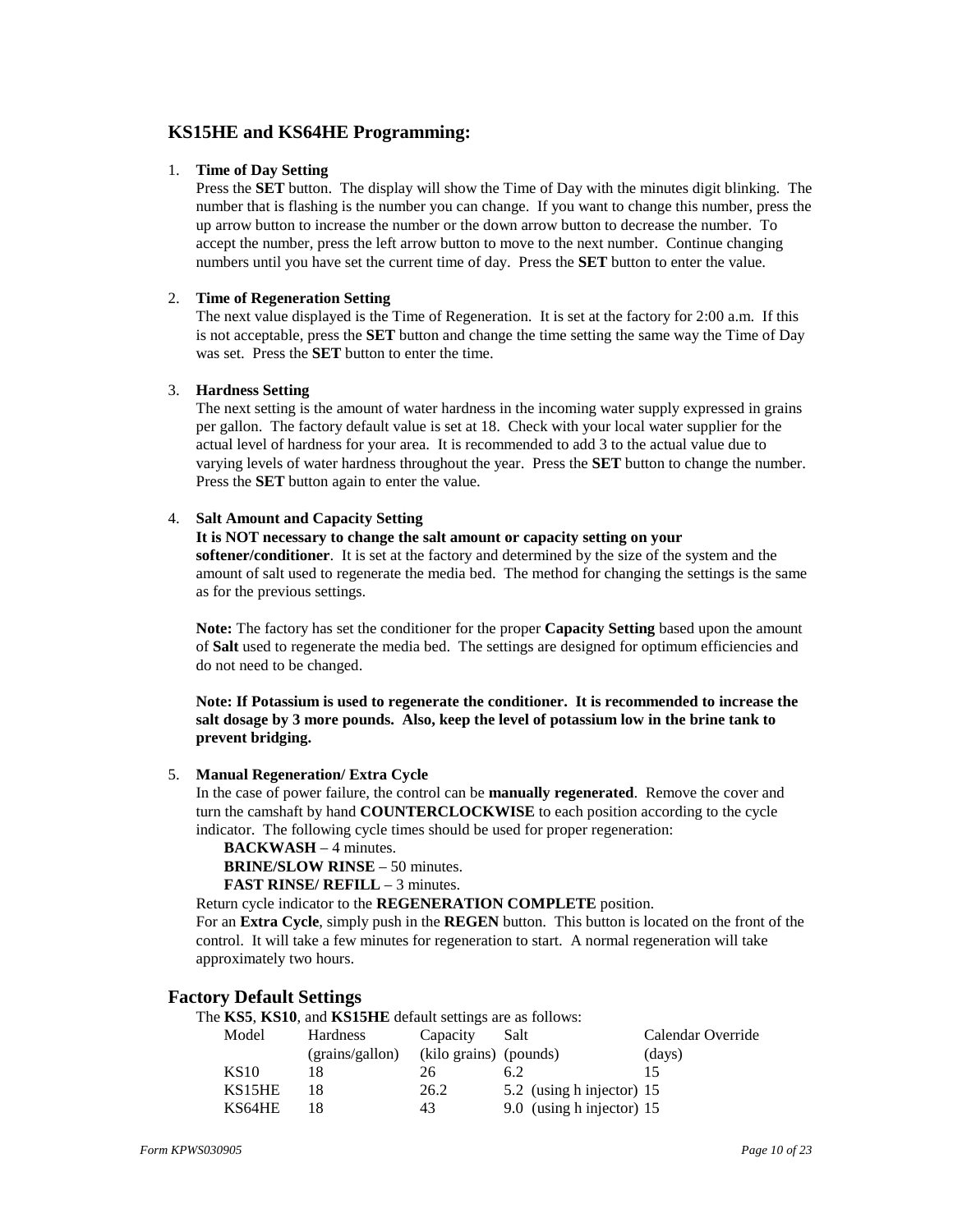## KS15HE and KS64HE Programming:

1. **Time of Day Setting**
   Press the **SET** button. The display will show the Time of Day with the minutes digit blinking. The number that is flashing is the number you can change. If you want to change this number, press the up arrow button to increase the number or the down arrow button to decrease the number. To accept the number, press the left arrow button to move to the next number. Continue changing numbers until you have set the current time of day. Press the **SET** button to enter the value.

2. **Time of Regeneration Setting**
   The next value displayed is the Time of Regeneration. It is set at the factory for 2:00 a.m. If this is not acceptable, press the **SET** button and change the time setting the same way the Time of Day was set. Press the **SET** button to enter the time.

3. **Hardness Setting**
   The next setting is the amount of water hardness in the incoming water supply expressed in grains per gallon. The factory default value is set at 18. Check with your local water supplier for the actual level of hardness for your area. It is recommended to add 3 to the actual value due to varying levels of water hardness throughout the year. Press the **SET** button to change the number. Press the **SET** button again to enter the value.

4. **Salt Amount and Capacity Setting**
   **It is NOT necessary to change the salt amount or capacity setting on your softener/conditioner**. It is set at the factory and determined by the size of the system and the amount of salt used to regenerate the media bed. The method for changing the settings is the same as for the previous settings.

   **Note:** The factory has set the conditioner for the proper **Capacity Setting** based upon the amount of **Salt** used to regenerate the media bed. The settings are designed for optimum efficiencies and do not need to be changed.

   **Note: If Potassium is used to regenerate the conditioner. It is recommended to increase the salt dosage by 3 more pounds. Also, keep the level of potassium low in the brine tank to prevent bridging.**

5. **Manual Regeneration/ Extra Cycle**
   In the case of power failure, the control can be **manually regenerated**. Remove the cover and turn the camshaft by hand **COUNTERCLOCKWISE** to each position according to the cycle indicator. The following cycle times should be used for proper regeneration:
   
   **BACKWASH** – 4 minutes.
   **BRINE/SLOW RINSE** – 50 minutes.
   **FAST RINSE/ REFILL** – 3 minutes.
   
   Return cycle indicator to the **REGENERATION COMPLETE** position.
   For an **Extra Cycle**, simply push in the **REGEN** button. This button is located on the front of the control. It will take a few minutes for regeneration to start. A normal regeneration will take approximately two hours.

## Factory Default Settings

The **KS5**, **KS10**, and **KS15HE** default settings are as follows:

| Model | Hardness (grains/gallon) | Capacity (kilo grains) | Salt (pounds) | Calendar Override (days) |
|---|---|---|---|---|
| KS10 | 18 | 26 | 6.2 | 15 |
| KS15HE | 18 | 26.2 | 5.2 (using h injector) | 15 |
| KS64HE | 18 | 43 | 9.0 (using h injector) | 15 |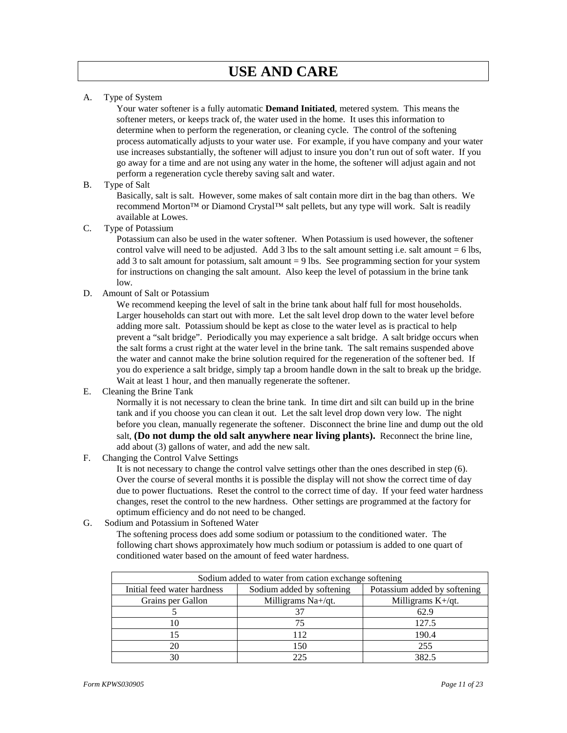# USE AND CARE

A. Type of System

Your water softener is a fully automatic **Demand Initiated**, metered system. This means the softener meters, or keeps track of, the water used in the home. It uses this information to determine when to perform the regeneration, or cleaning cycle. The control of the softening process automatically adjusts to your water use. For example, if you have company and your water use increases substantially, the softener will adjust to insure you don't run out of soft water. If you go away for a time and are not using any water in the home, the softener will adjust again and not perform a regeneration cycle thereby saving salt and water.

B. Type of Salt

Basically, salt is salt. However, some makes of salt contain more dirt in the bag than others. We recommend Morton™ or Diamond Crystal™ salt pellets, but any type will work. Salt is readily available at Lowes.

C. Type of Potassium

Potassium can also be used in the water softener. When Potassium is used however, the softener control valve will need to be adjusted. Add 3 lbs to the salt amount setting i.e. salt amount = 6 lbs, add 3 to salt amount for potassium, salt amount = 9 lbs. See programming section for your system for instructions on changing the salt amount. Also keep the level of potassium in the brine tank low.

D. Amount of Salt or Potassium

We recommend keeping the level of salt in the brine tank about half full for most households. Larger households can start out with more. Let the salt level drop down to the water level before adding more salt. Potassium should be kept as close to the water level as is practical to help prevent a "salt bridge". Periodically you may experience a salt bridge. A salt bridge occurs when the salt forms a crust right at the water level in the brine tank. The salt remains suspended above the water and cannot make the brine solution required for the regeneration of the softener bed. If you do experience a salt bridge, simply tap a broom handle down in the salt to break up the bridge. Wait at least 1 hour, and then manually regenerate the softener.

E. Cleaning the Brine Tank

Normally it is not necessary to clean the brine tank. In time dirt and silt can build up in the brine tank and if you choose you can clean it out. Let the salt level drop down very low. The night before you clean, manually regenerate the softener. Disconnect the brine line and dump out the old salt, **(Do not dump the old salt anywhere near living plants).** Reconnect the brine line, add about (3) gallons of water, and add the new salt.

F. Changing the Control Valve Settings

It is not necessary to change the control valve settings other than the ones described in step (6). Over the course of several months it is possible the display will not show the correct time of day due to power fluctuations. Reset the control to the correct time of day. If your feed water hardness changes, reset the control to the new hardness. Other settings are programmed at the factory for optimum efficiency and do not need to be changed.

G. Sodium and Potassium in Softened Water

The softening process does add some sodium or potassium to the conditioned water. The following chart shows approximately how much sodium or potassium is added to one quart of conditioned water based on the amount of feed water hardness.

| Sodium added to water from cation exchange softening | | |
|---|---|---|
| Initial feed water hardness | Sodium added by softening | Potassium added by softening |
| Grains per Gallon | Milligrams $Na^+$/qt. | Milligrams $K^+$/qt. |
| 5 | 37 | 62.9 |
| 10 | 75 | 127.5 |
| 15 | 112 | 190.4 |
| 20 | 150 | 255 |
| 30 | 225 | 382.5 |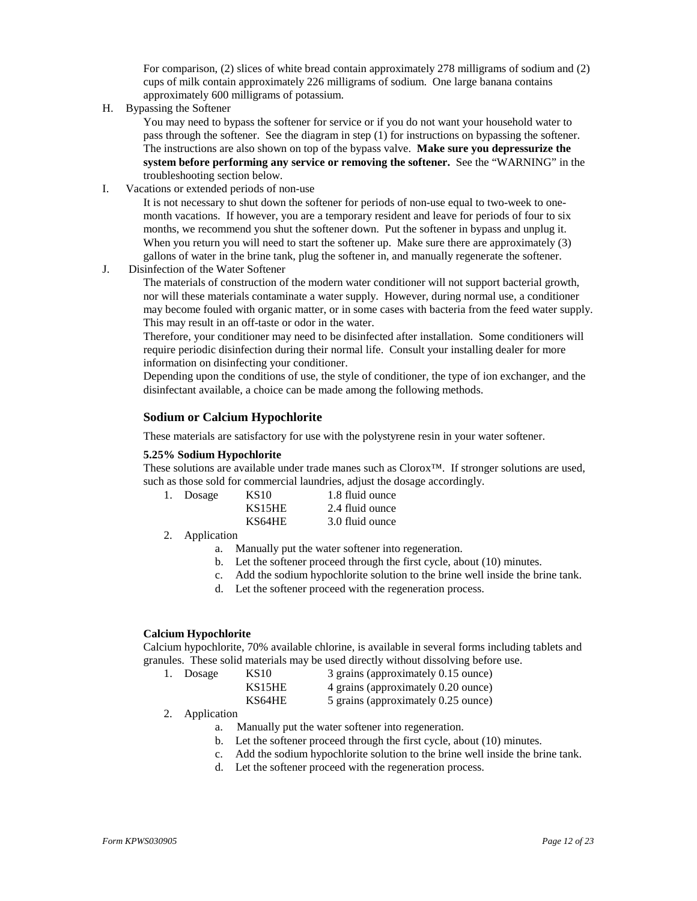For comparison, (2) slices of white bread contain approximately 278 milligrams of sodium and (2) cups of milk contain approximately 226 milligrams of sodium. One large banana contains approximately 600 milligrams of potassium.

H. Bypassing the Softener

You may need to bypass the softener for service or if you do not want your household water to pass through the softener. See the diagram in step (1) for instructions on bypassing the softener. The instructions are also shown on top of the bypass valve. **Make sure you depressurize the system before performing any service or removing the softener.** See the "WARNING" in the troubleshooting section below.

I. Vacations or extended periods of non-use

It is not necessary to shut down the softener for periods of non-use equal to two-week to one-month vacations. If however, you are a temporary resident and leave for periods of four to six months, we recommend you shut the softener down. Put the softener in bypass and unplug it. When you return you will need to start the softener up. Make sure there are approximately (3) gallons of water in the brine tank, plug the softener in, and manually regenerate the softener.

J. Disinfection of the Water Softener

The materials of construction of the modern water conditioner will not support bacterial growth, nor will these materials contaminate a water supply. However, during normal use, a conditioner may become fouled with organic matter, or in some cases with bacteria from the feed water supply. This may result in an off-taste or odor in the water.

Therefore, your conditioner may need to be disinfected after installation. Some conditioners will require periodic disinfection during their normal life. Consult your installing dealer for more information on disinfecting your conditioner.

Depending upon the conditions of use, the style of conditioner, the type of ion exchanger, and the disinfectant available, a choice can be made among the following methods.

### Sodium or Calcium Hypochlorite

These materials are satisfactory for use with the polystyrene resin in your water softener.

**5.25% Sodium Hypochlorite**

These solutions are available under trade manes such as Clorox™. If stronger solutions are used, such as those sold for commercial laundries, adjust the dosage accordingly.

1. Dosage

| | |
|---|---|
| KS10 | 1.8 fluid ounce |
| KS15HE | 2.4 fluid ounce |
| KS64HE | 3.0 fluid ounce |

2. Application
    a. Manually put the water softener into regeneration.
    b. Let the softener proceed through the first cycle, about (10) minutes.
    c. Add the sodium hypochlorite solution to the brine well inside the brine tank.
    d. Let the softener proceed with the regeneration process.

**Calcium Hypochlorite**

Calcium hypochlorite, 70% available chlorine, is available in several forms including tablets and granules. These solid materials may be used directly without dissolving before use.

1. Dosage

| | |
|---|---|
| KS10 | 3 grains (approximately 0.15 ounce) |
| KS15HE | 4 grains (approximately 0.20 ounce) |
| KS64HE | 5 grains (approximately 0.25 ounce) |

2. Application
    a. Manually put the water softener into regeneration.
    b. Let the softener proceed through the first cycle, about (10) minutes.
    c. Add the sodium hypochlorite solution to the brine well inside the brine tank.
    d. Let the softener proceed with the regeneration process.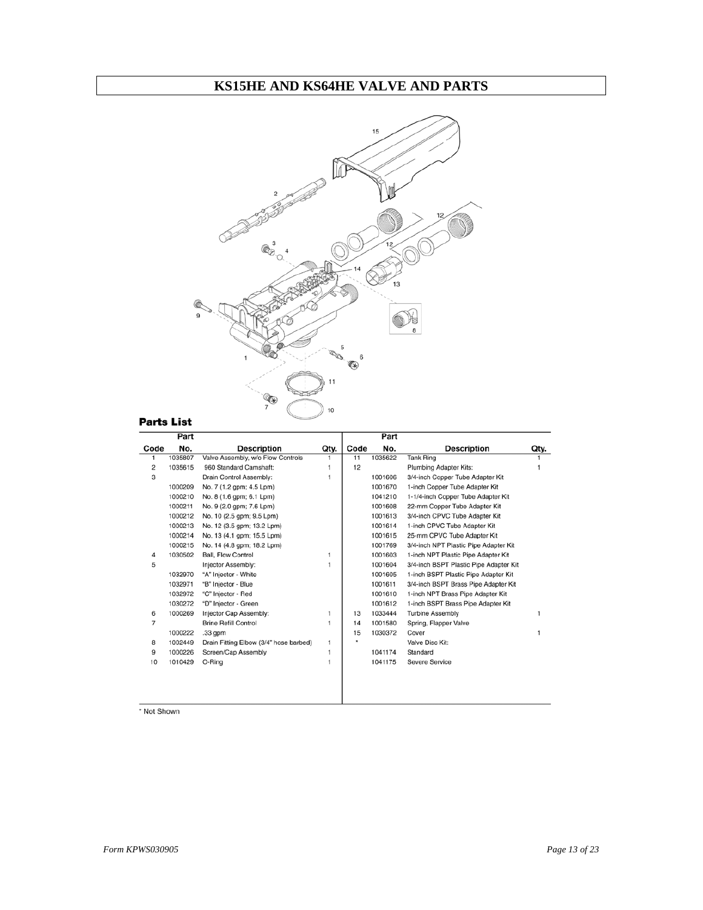# KS15HE AND KS64HE VALVE AND PARTS

## Parts List

| Code | Part No. | Description | Qty. | Code | Part No. | Description | Qty. |
|---|---|---|---|---|---|---|---|
| 1 | 1035807 | Valve Assembly, w/o Flow Controls | 1 | 11 | 1035622 | Tank Ring | 1 |
| 2 | 1035615 | 960 Standard Camshaft: | 1 | 12 | | Plumbing Adapter Kits: | 1 |
| 3 | | Drain Control Assembly: | 1 | | 1001606 | 3/4-inch Copper Tube Adapter Kit | |
| | 1000209 | No. 7 (1.2 gpm; 4.5 Lpm) | | | 1001670 | 1-inch Copper Tube Adapter Kit | |
| | 1000210 | No. 8 (1.6 gpm; 6.1 Lpm) | | | 1041210 | 1-1/4-inch Copper Tube Adapter Kit | |
| | 1000211 | No. 9 (2.0 gpm; 7.6 Lpm) | | | 1001608 | 22-mm Copper Tube Adapter Kit | |
| | 1000212 | No. 10 (2.5 gpm; 9.5 Lpm) | | | 1001613 | 3/4-inch CPVC Tube Adapter Kit | |
| | 1000213 | No. 12 (3.5 gpm; 13.2 Lpm) | | | 1001614 | 1-inch CPVC Tube Adapter Kit | |
| | 1000214 | No. 13 (4.1 gpm; 15.5 Lpm) | | | 1001615 | 25-mm CPVC Tube Adapter Kit | |
| | 1000215 | No. 14 (4.8 gpm; 18.2 Lpm) | | | 1001769 | 3/4-inch NPT Plastic Pipe Adapter Kit | |
| 4 | 1030502 | Ball, Flow Control | 1 | | 1001603 | 1-inch NPT Plastic Pipe Adapter Kit | |
| 5 | | Injector Assembly: | 1 | | 1001604 | 3/4-inch BSPT Plastic Pipe Adapter Kit | |
| | 1032970 | "A" Injector - White | | | 1001605 | 1-inch BSPT Plastic Pipe Adapter Kit | |
| | 1032971 | "B" Injector - Blue | | | 1001611 | 3/4-inch BSPT Brass Pipe Adapter Kit | |
| | 1032972 | "C" Injector - Red | | | 1001610 | 1-inch NPT Brass Pipe Adapter Kit | |
| | 1030272 | "D" Injector - Green | | | 1001612 | 1-inch BSPT Brass Pipe Adapter Kit | |
| 6 | 1000269 | Injector Cap Assembly: | 1 | 13 | 1033444 | Turbine Assembly | 1 |
| 7 | | Brine Refill Control | 1 | 14 | 1001580 | Spring, Flapper Valve | |
| | 1000222 | .33 gpm | | 15 | 1030372 | Cover | 1 |
| 8 | 1002449 | Drain Fitting Elbow (3/4" hose barbed) | 1 | * | | Valve Disc Kit: | |
| 9 | 1000226 | Screen/Cap Assembly | 1 | | 1041174 | Standard | |
| 10 | 1010429 | O-Ring | 1 | | 1041175 | Severe Service | |

* Not Shown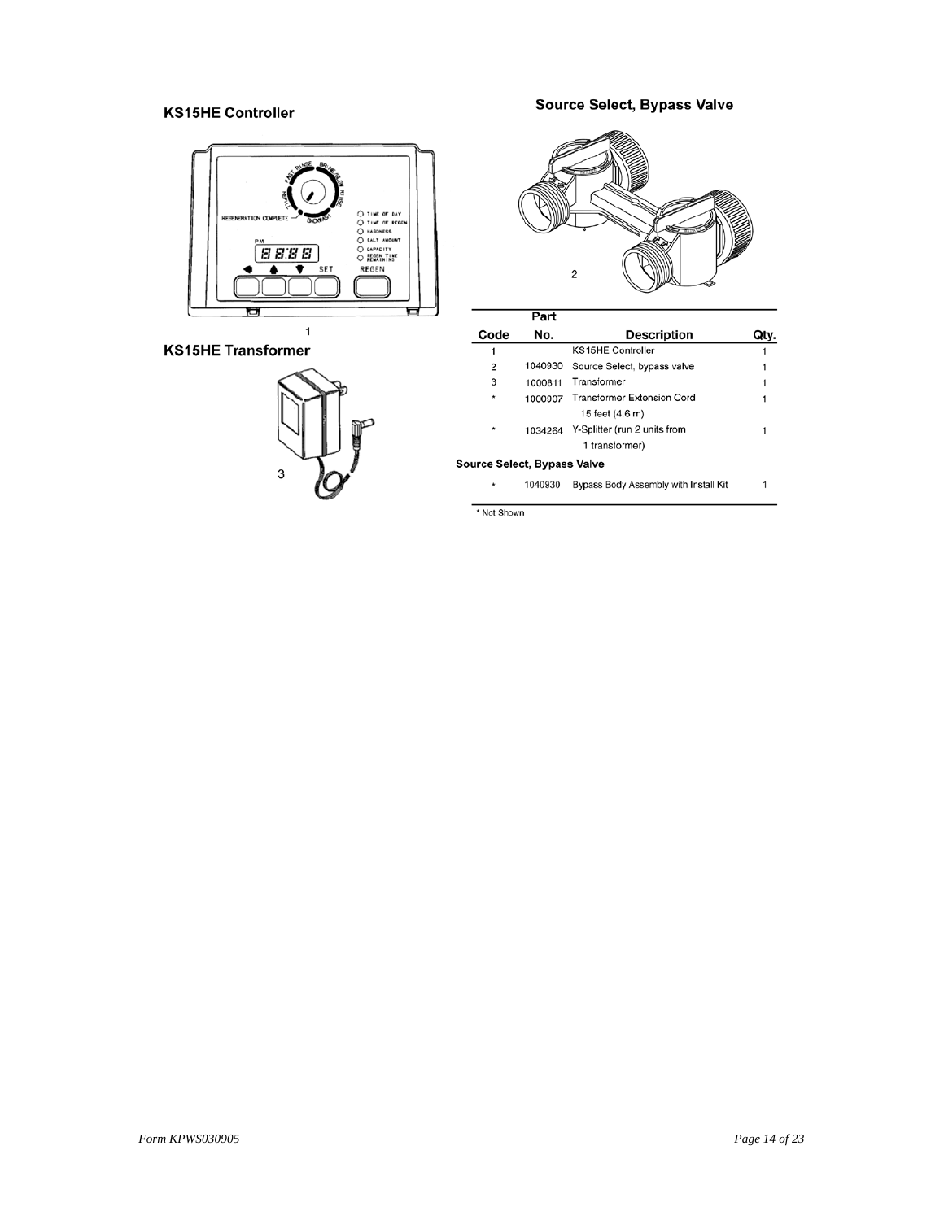## KS15HE Controller

1

## KS15HE Transformer

3

## Source Select, Bypass Valve

2

| Code | Part No. | Description | Qty. |
|---|---|---|---|
| 1 | | KS15HE Controller | 1 |
| 2 | 1040930 | Source Select, bypass valve | 1 |
| 3 | 1000811 | Transformer | 1 |
| * | 1000907 | Transformer Extension Cord 15 feet (4.6 m) | 1 |
| * | 1034264 | Y-Splitter (run 2 units from 1 transformer) | 1 |
| **Source Select, Bypass Valve** | | | |
| * | 1040930 | Bypass Body Assembly with Install Kit | 1 |

* Not Shown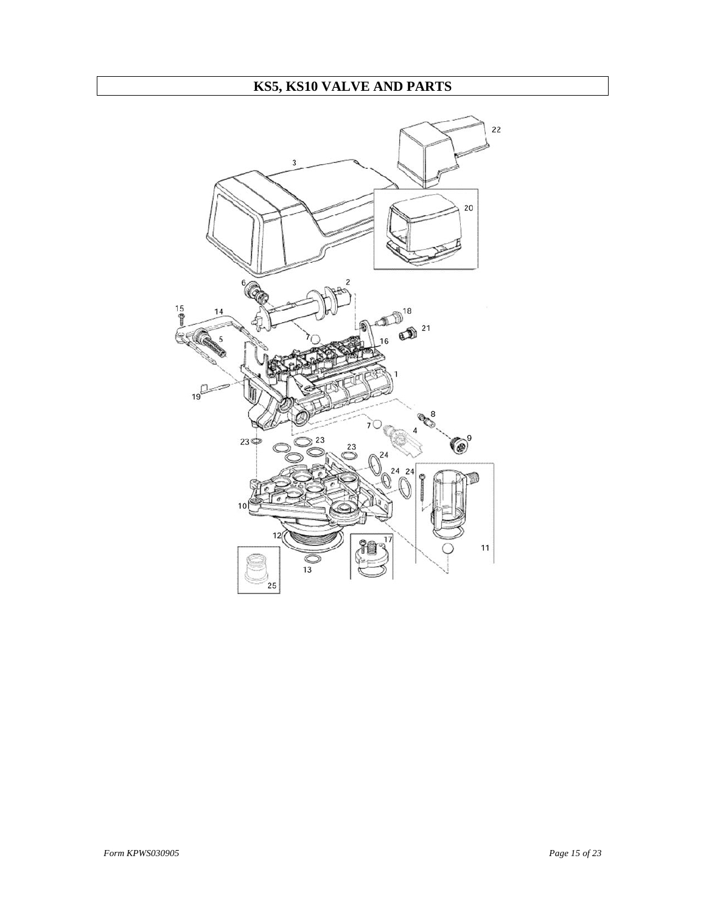# KS5, KS10 VALVE AND PARTS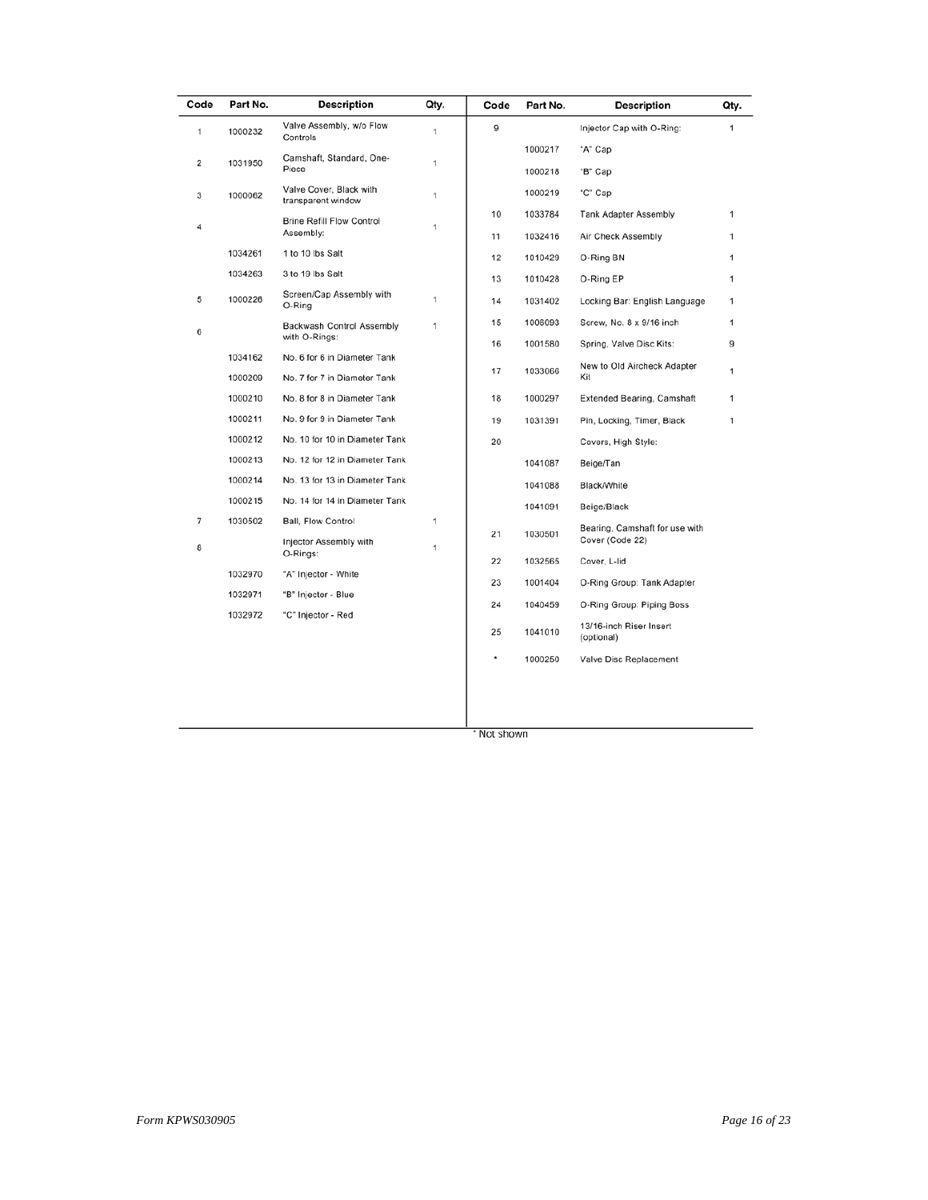| Code | Part No. | Description | Qty. |
|---|---|---|---|
| 1 | 1000232 | Valve Assembly, w/o Flow Controls | 1 |
| 2 | 1031950 | Camshaft, Standard, One-Piece | 1 |
| 3 | 1000062 | Valve Cover, Black with transparent window | 1 |
| 4 | | Brine Refill Flow Control Assembly: | 1 |
| | 1034261 | 1 to 10 lbs Salt | |
| | 1034263 | 3 to 19 lbs Salt | |
| 5 | 1000226 | Screen/Cap Assembly with O-Ring | 1 |
| 6 | | Backwash Control Assembly with O-Rings: | 1 |
| | 1034162 | No. 6 for 6 in Diameter Tank | |
| | 1000209 | No. 7 for 7 in Diameter Tank | |
| | 1000210 | No. 8 for 8 in Diameter Tank | |
| | 1000211 | No. 9 for 9 in Diameter Tank | |
| | 1000212 | No. 10 for 10 in Diameter Tank | |
| | 1000213 | No. 12 for 12 in Diameter Tank | |
| | 1000214 | No. 13 for 13 in Diameter Tank | |
| | 1000215 | No. 14 for 14 in Diameter Tank | |
| 7 | 1030502 | Ball, Flow Control | 1 |
| 8 | | Injector Assembly with O-Rings: | 1 |
| | 1032970 | "A" Injector - White | |
| | 1032971 | "B" Injector - Blue | |
| | 1032972 | "C" Injector - Red | |
| 9 | | Injector Cap with O-Ring: | 1 |
| | 1000217 | "A" Cap | |
| | 1000218 | "B" Cap | |
| | 1000219 | "C" Cap | |
| 10 | 1033784 | Tank Adapter Assembly | 1 |
| 11 | 1032416 | Air Check Assembly | 1 |
| 12 | 1010429 | O-Ring BN | 1 |
| 13 | 1010428 | O-Ring EP | 1 |
| 14 | 1031402 | Locking Bar: English Language | 1 |
| 15 | 1006093 | Screw, No. 8 x 9/16 inch | 1 |
| 16 | 1001580 | Spring, Valve Disc Kits: | 9 |
| 17 | 1033066 | New to Old Aircheck Adapter Kit | 1 |
| 18 | 1000297 | Extended Bearing, Camshaft | 1 |
| 19 | 1031391 | Pin, Locking, Timer, Black | 1 |
| 20 | | Covers, High Style: | |
| | 1041087 | Beige/Tan | |
| | 1041088 | Black/White | |
| | 1041091 | Beige/Black | |
| 21 | 1030501 | Bearing, Camshaft for use with Cover (Code 22) | |
| 22 | 1032565 | Cover, L-lid | |
| 23 | 1001404 | O-Ring Group: Tank Adapter | |
| 24 | 1040459 | O-Ring Group: Piping Boss | |
| 25 | 1041010 | 13/16-inch Riser Insert (optional) | |
| * | 1000250 | Valve Disc Replacement | |

* Not shown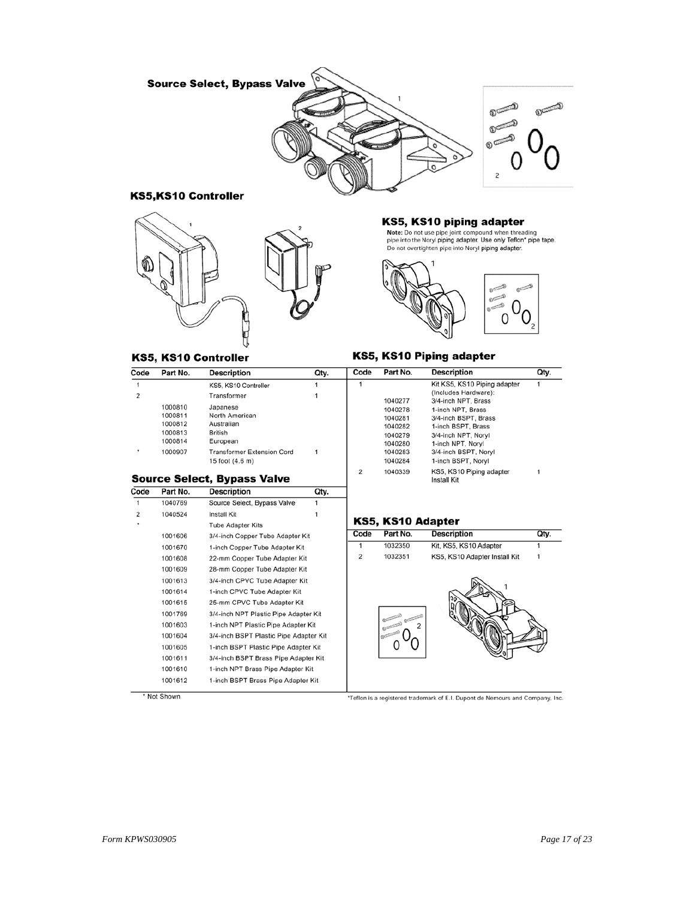## Source Select, Bypass Valve

## KS5,KS10 Controller

## KS5, KS10 piping adapter

**Note:** Do not use pipe joint compound when threading pipe into the Noryl piping adapter. Use only Teflon* pipe tape. Do not overtighten pipe into Noryl piping adapter.

## KS5, KS10 Controller

| Code | Part No. | Description | Qty. |
|---|---|---|---|
| 1 | | KS5, KS10 Controller | 1 |
| 2 | | Transformer | 1 |
| | 1000810 | Japanese | |
| | 1000811 | North American | |
| | 1000812 | Australian | |
| | 1000813 | British | |
| | 1000814 | European | |
| * | 1000907 | Transformer Extension Cord 15 foot (4.6 m) | 1 |

## Source Select, Bypass Valve

| Code | Part No. | Description | Qty. |
|---|---|---|---|
| 1 | 1040769 | Source Select, Bypass Valve | 1 |
| 2 | 1040524 | Install Kit | 1 |
| * | | Tube Adapter Kits | |
| | 1001606 | 3/4-inch Copper Tube Adapter Kit | |
| | 1001670 | 1-inch Copper Tube Adapter Kit | |
| | 1001608 | 22-mm Copper Tube Adapter Kit | |
| | 1001609 | 28-mm Copper Tube Adapter Kit | |
| | 1001613 | 3/4-inch CPVC Tube Adapter Kit | |
| | 1001614 | 1-inch CPVC Tube Adapter Kit | |
| | 1001615 | 25-mm CPVC Tube Adapter Kit | |
| | 1001769 | 3/4-inch NPT Plastic Pipe Adapter Kit | |
| | 1001603 | 1-inch NPT Plastic Pipe Adapter Kit | |
| | 1001604 | 3/4-inch BSPT Plastic Pipe Adapter Kit | |
| | 1001605 | 1-inch BSPT Plastic Pipe Adapter Kit | |
| | 1001611 | 3/4-inch BSPT Brass Pipe Adapter Kit | |
| | 1001610 | 1-inch NPT Brass Pipe Adapter Kit | |
| | 1001612 | 1-inch BSPT Brass Pipe Adapter Kit | |

\* Not Shown

## KS5, KS10 Piping adapter

| Code | Part No. | Description | Qty. |
|---|---|---|---|
| 1 | | Kit KS5, KS10 Piping adapter (Includes Hardware): | 1 |
| | 1040277 | 3/4-inch NPT, Brass | |
| | 1040278 | 1-inch NPT, Brass | |
| | 1040281 | 3/4-inch BSPT, Brass | |
| | 1040282 | 1-inch BSPT, Brass | |
| | 1040279 | 3/4-inch NPT, Noryl | |
| | 1040280 | 1-inch NPT, Noryl | |
| | 1040283 | 3/4-inch BSPT, Noryl | |
| | 1040284 | 1-inch BSPT, Noryl | |
| 2 | 1040339 | KS5, KS10 Piping adapter Install Kit | 1 |

## KS5, KS10 Adapter

| Code | Part No. | Description | Qty. |
|---|---|---|---|
| 1 | 1032350 | Kit, KS5, KS10 Adapter | 1 |
| 2 | 1032351 | KS5, KS10 Adapter Install Kit | 1 |

*Teflon is a registered trademark of E.I. Dupont de Nemours and Company, Inc.

Form KPWS030905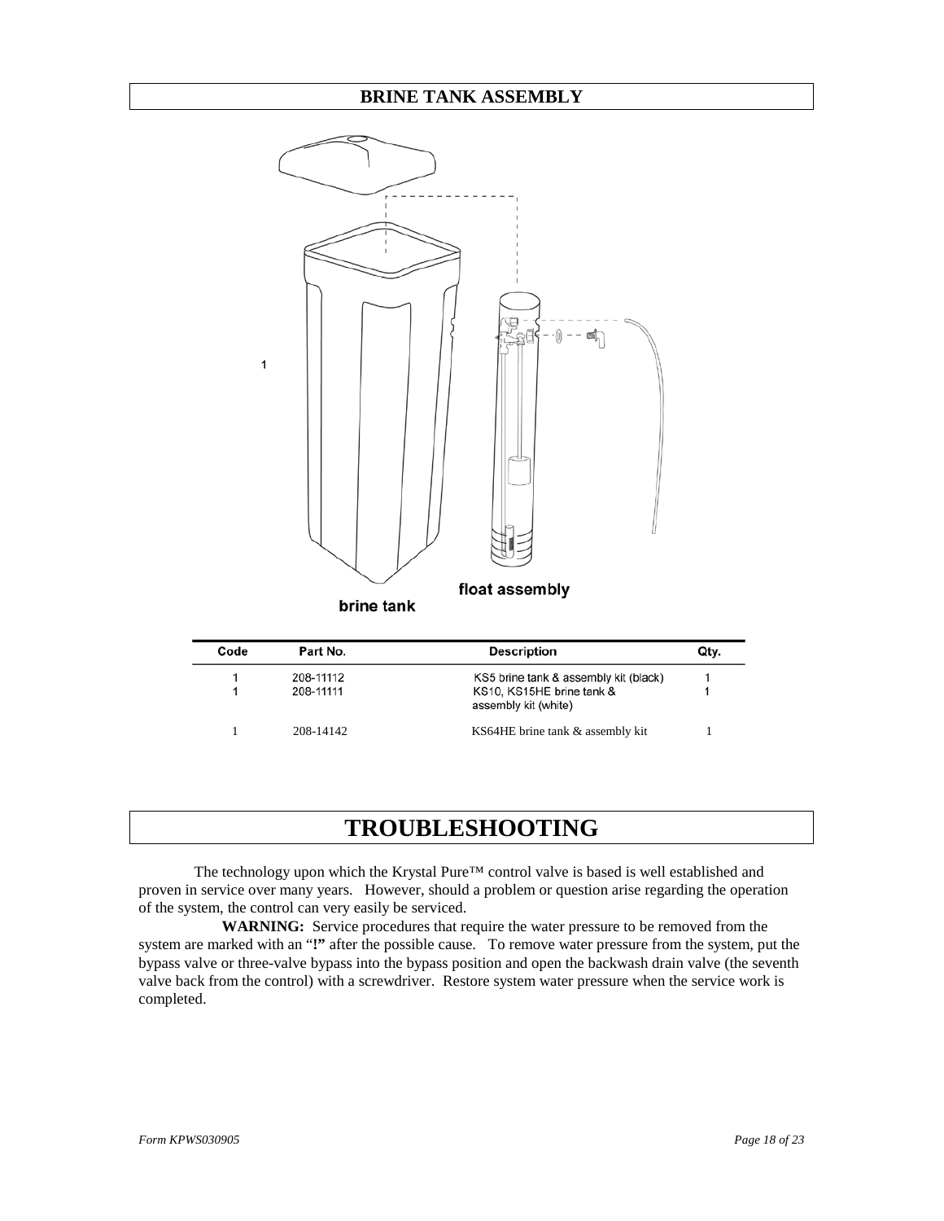## BRINE TANK ASSEMBLY

1

float assembly

brine tank

| Code | Part No. | Description | Qty. |
|---|---|---|---|
| 1 | 208-11112 | KS5 brine tank & assembly kit (black) | 1 |
| 1 | 208-11111 | KS10, KS15HE brine tank & assembly kit (white) | 1 |
| 1 | 208-14142 | KS64HE brine tank & assembly kit | 1 |

# TROUBLESHOOTING

The technology upon which the Krystal Pure™ control valve is based is well established and proven in service over many years. However, should a problem or question arise regarding the operation of the system, the control can very easily be serviced.

**WARNING:** Service procedures that require the water pressure to be removed from the system are marked with an "**!**" after the possible cause. To remove water pressure from the system, put the bypass valve or three-valve bypass into the bypass position and open the backwash drain valve (the seventh valve back from the control) with a screwdriver. Restore system water pressure when the service work is completed.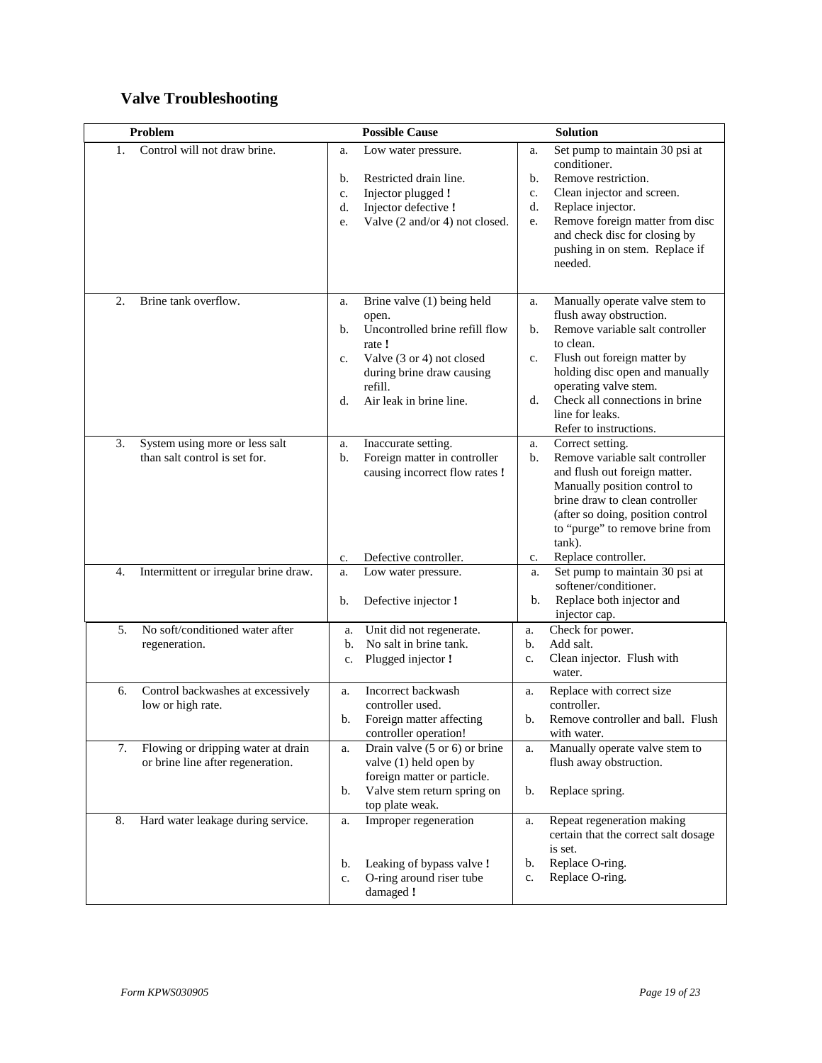## Valve Troubleshooting

| Problem | Possible Cause | Solution |
|---|---|---|
| 1. Control will not draw brine. | a. Low water pressure.<br>b. Restricted drain line.<br>c. Injector plugged **!**<br>d. Injector defective **!**<br>e. Valve (2 and/or 4) not closed. | a. Set pump to maintain 30 psi at conditioner.<br>b. Remove restriction.<br>c. Clean injector and screen.<br>d. Replace injector.<br>e. Remove foreign matter from disc and check disc for closing by pushing in on stem. Replace if needed. |
| 2. Brine tank overflow. | a. Brine valve (1) being held open.<br>b. Uncontrolled brine refill flow rate **!**<br>c. Valve (3 or 4) not closed during brine draw causing refill.<br>d. Air leak in brine line. | a. Manually operate valve stem to flush away obstruction.<br>b. Remove variable salt controller to clean.<br>c. Flush out foreign matter by holding disc open and manually operating valve stem.<br>d. Check all connections in brine line for leaks. Refer to instructions. |
| 3. System using more or less salt than salt control is set for. | a. Inaccurate setting.<br>b. Foreign matter in controller causing incorrect flow rates **!**<br>c. Defective controller. | a. Correct setting.<br>b. Remove variable salt controller and flush out foreign matter. Manually position control to brine draw to clean controller (after so doing, position control to "purge" to remove brine from tank).<br>c. Replace controller. |
| 4. Intermittent or irregular brine draw. | a. Low water pressure.<br>b. Defective injector **!** | a. Set pump to maintain 30 psi at softener/conditioner.<br>b. Replace both injector and injector cap. |
| 5. No soft/conditioned water after regeneration. | a. Unit did not regenerate.<br>b. No salt in brine tank.<br>c. Plugged injector **!** | a. Check for power.<br>b. Add salt.<br>c. Clean injector. Flush with water. |
| 6. Control backwashes at excessively low or high rate. | a. Incorrect backwash controller used.<br>b. Foreign matter affecting controller operation! | a. Replace with correct size controller.<br>b. Remove controller and ball. Flush with water. |
| 7. Flowing or dripping water at drain or brine line after regeneration. | a. Drain valve (5 or 6) or brine valve (1) held open by foreign matter or particle.<br>b. Valve stem return spring on top plate weak. | a. Manually operate valve stem to flush away obstruction.<br>b. Replace spring. |
| 8. Hard water leakage during service. | a. Improper regeneration<br>b. Leaking of bypass valve **!**<br>c. O-ring around riser tube damaged **!** | a. Repeat regeneration making certain that the correct salt dosage is set.<br>b. Replace O-ring.<br>c. Replace O-ring. |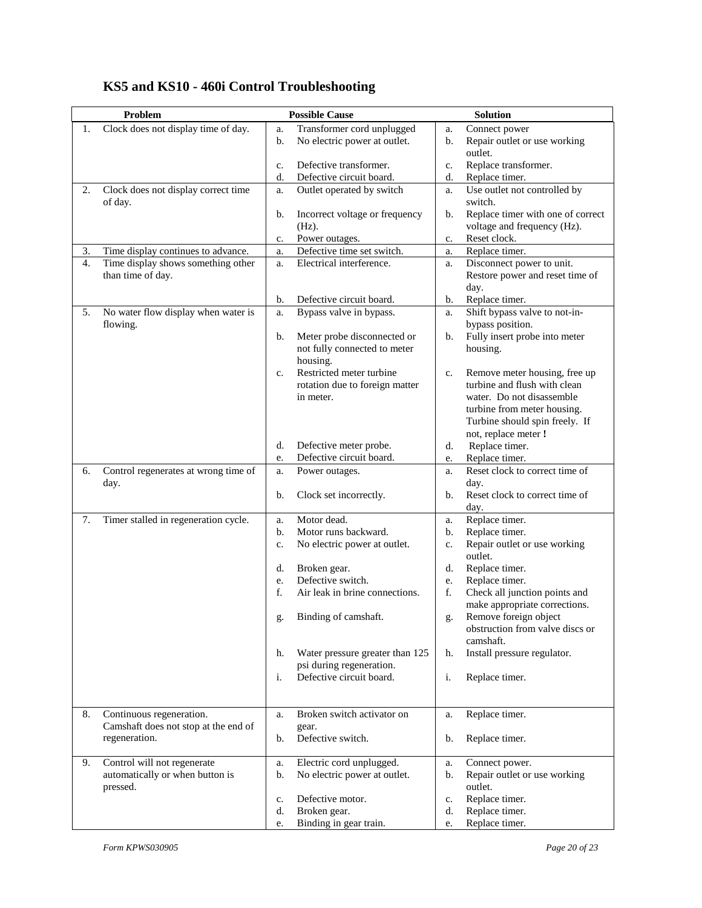## KS5 and KS10 - 460i Control Troubleshooting

| Problem | Possible Cause | Solution |
|---|---|---|
| 1. Clock does not display time of day. | a. Transformer cord unplugged<br>b. No electric power at outlet.<br>c. Defective transformer.<br>d. Defective circuit board. | a. Connect power<br>b. Repair outlet or use working outlet.<br>c. Replace transformer.<br>d. Replace timer. |
| 2. Clock does not display correct time of day. | a. Outlet operated by switch<br>b. Incorrect voltage or frequency (Hz).<br>c. Power outages. | a. Use outlet not controlled by switch.<br>b. Replace timer with one of correct voltage and frequency (Hz).<br>c. Reset clock. |
| 3. Time display continues to advance. | a. Defective time set switch. | a. Replace timer. |
| 4. Time display shows something other than time of day. | a. Electrical interference.<br>b. Defective circuit board. | a. Disconnect power to unit. Restore power and reset time of day.<br>b. Replace timer. |
| 5. No water flow display when water is flowing. | a. Bypass valve in bypass.<br>b. Meter probe disconnected or not fully connected to meter housing.<br>c. Restricted meter turbine rotation due to foreign matter in meter.<br>d. Defective meter probe.<br>e. Defective circuit board. | a. Shift bypass valve to not-in-bypass position.<br>b. Fully insert probe into meter housing.<br>c. Remove meter housing, free up turbine and flush with clean water. Do not disassemble turbine from meter housing. Turbine should spin freely. If not, replace meter **!**<br>d. Replace timer.<br>e. Replace timer. |
| 6. Control regenerates at wrong time of day. | a. Power outages.<br>b. Clock set incorrectly. | a. Reset clock to correct time of day.<br>b. Reset clock to correct time of day. |
| 7. Timer stalled in regeneration cycle. | a. Motor dead.<br>b. Motor runs backward.<br>c. No electric power at outlet.<br>d. Broken gear.<br>e. Defective switch.<br>f. Air leak in brine connections.<br>g. Binding of camshaft.<br>h. Water pressure greater than 125 psi during regeneration.<br>i. Defective circuit board. | a. Replace timer.<br>b. Replace timer.<br>c. Repair outlet or use working outlet.<br>d. Replace timer.<br>e. Replace timer.<br>f. Check all junction points and make appropriate corrections.<br>g. Remove foreign object obstruction from valve discs or camshaft.<br>h. Install pressure regulator.<br>i. Replace timer. |
| 8. Continuous regeneration. Camshaft does not stop at the end of regeneration. | a. Broken switch activator on gear.<br>b. Defective switch. | a. Replace timer.<br>b. Replace timer. |
| 9. Control will not regenerate automatically or when button is pressed. | a. Electric cord unplugged.<br>b. No electric power at outlet.<br>c. Defective motor.<br>d. Broken gear.<br>e. Binding in gear train. | a. Connect power.<br>b. Repair outlet or use working outlet.<br>c. Replace timer.<br>d. Replace timer.<br>e. Replace timer. |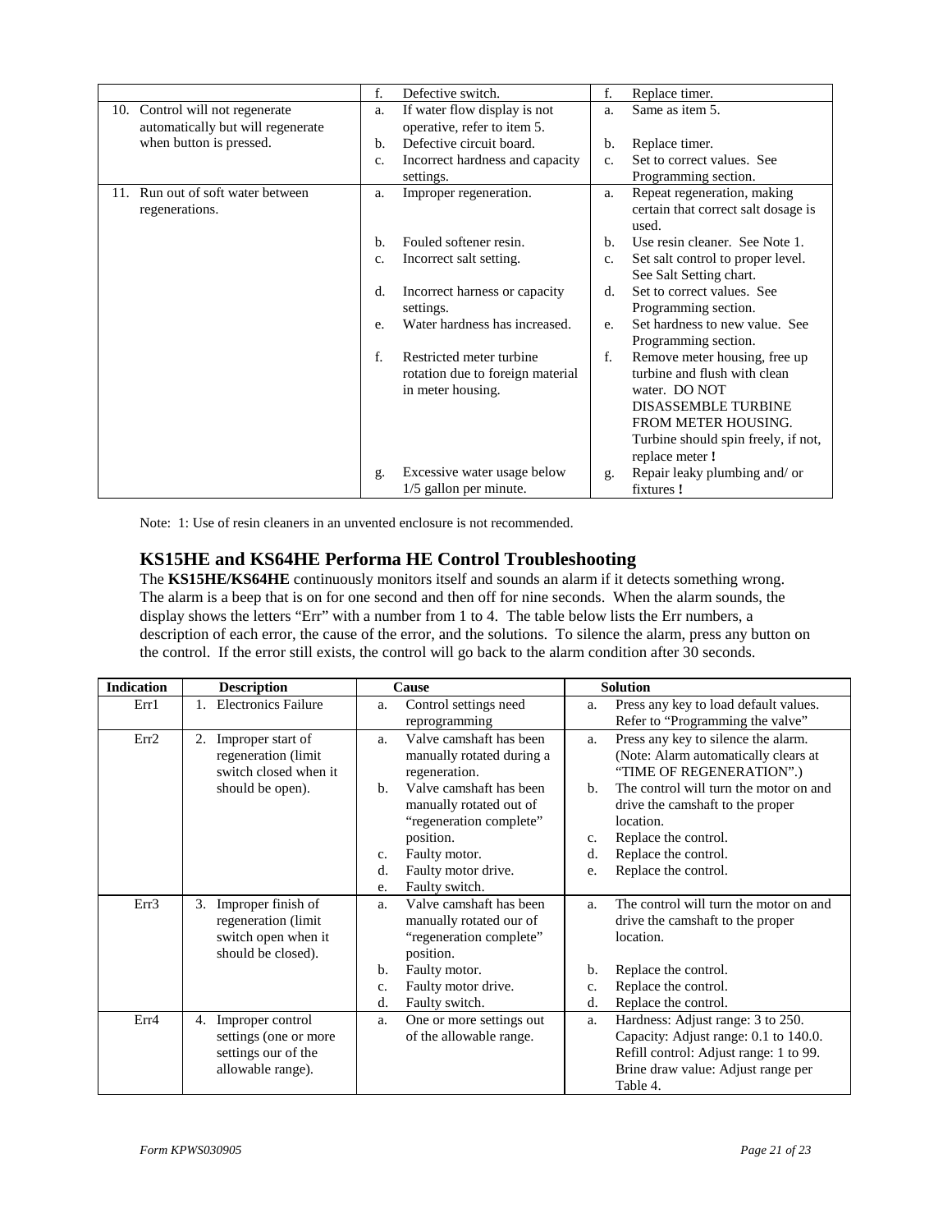| | | |
|---|---|---|
| | f. Defective switch. | f. Replace timer. |
| 10. Control will not regenerate automatically but will regenerate when button is pressed. | a. If water flow display is not operative, refer to item 5.<br>b. Defective circuit board.<br>c. Incorrect hardness and capacity settings. | a. Same as item 5.<br>b. Replace timer.<br>c. Set to correct values. See Programming section. |
| 11. Run out of soft water between regenerations. | a. Improper regeneration.<br>b. Fouled softener resin.<br>c. Incorrect salt setting.<br>d. Incorrect harness or capacity settings.<br>e. Water hardness has increased.<br>f. Restricted meter turbine rotation due to foreign material in meter housing.<br>g. Excessive water usage below 1/5 gallon per minute. | a. Repeat regeneration, making certain that correct salt dosage is used.<br>b. Use resin cleaner. See Note 1.<br>c. Set salt control to proper level. See Salt Setting chart.<br>d. Set to correct values. See Programming section.<br>e. Set hardness to new value. See Programming section.<br>f. Remove meter housing, free up turbine and flush with clean water. DO NOT DISASSEMBLE TURBINE FROM METER HOUSING. Turbine should spin freely, if not, replace meter **!**<br>g. Repair leaky plumbing and/ or fixtures **!** |

Note: 1: Use of resin cleaners in an unvented enclosure is not recommended.

## KS15HE and KS64HE Performa HE Control Troubleshooting

The **KS15HE/KS64HE** continuously monitors itself and sounds an alarm if it detects something wrong. The alarm is a beep that is on for one second and then off for nine seconds. When the alarm sounds, the display shows the letters "Err" with a number from 1 to 4. The table below lists the Err numbers, a description of each error, the cause of the error, and the solutions. To silence the alarm, press any button on the control. If the error still exists, the control will go back to the alarm condition after 30 seconds.

| Indication | Description | Cause | Solution |
|---|---|---|---|
| Err1 | 1. Electronics Failure | a. Control settings need reprogramming | a. Press any key to load default values. Refer to "Programming the valve" |
| Err2 | 2. Improper start of regeneration (limit switch closed when it should be open). | a. Valve camshaft has been manually rotated during a regeneration.<br>b. Valve camshaft has been manually rotated out of "regeneration complete" position.<br>c. Faulty motor.<br>d. Faulty motor drive.<br>e. Faulty switch. | a. Press any key to silence the alarm. (Note: Alarm automatically clears at "TIME OF REGENERATION".)<br>b. The control will turn the motor on and drive the camshaft to the proper location.<br>c. Replace the control.<br>d. Replace the control.<br>e. Replace the control. |
| Err3 | 3. Improper finish of regeneration (limit switch open when it should be closed). | a. Valve camshaft has been manually rotated our of "regeneration complete" position.<br>b. Faulty motor.<br>c. Faulty motor drive.<br>d. Faulty switch. | a. The control will turn the motor on and drive the camshaft to the proper location.<br>b. Replace the control.<br>c. Replace the control.<br>d. Replace the control. |
| Err4 | 4. Improper control settings (one or more settings our of the allowable range). | a. One or more settings out of the allowable range. | a. Hardness: Adjust range: 3 to 250. Capacity: Adjust range: 0.1 to 140.0. Refill control: Adjust range: 1 to 99. Brine draw value: Adjust range per Table 4. |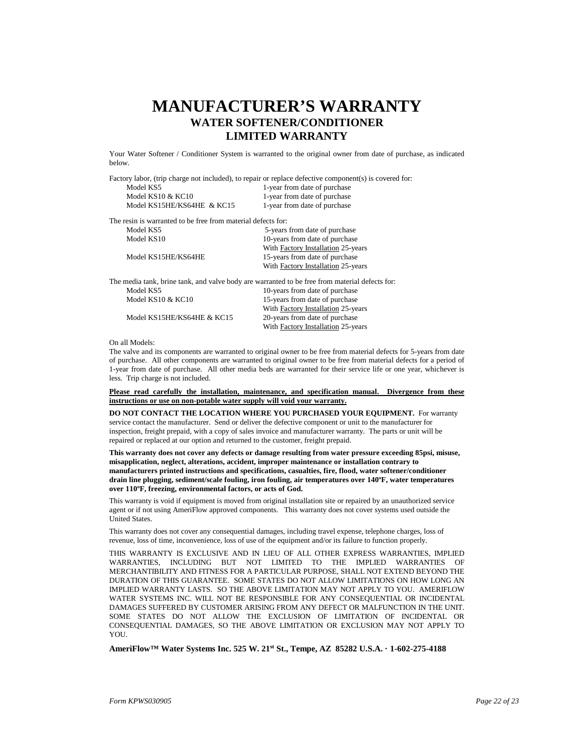# MANUFACTURER'S WARRANTY

## WATER SOFTENER/CONDITIONER

## LIMITED WARRANTY

Your Water Softener / Conditioner System is warranted to the original owner from date of purchase, as indicated below.

Factory labor, (trip charge not included), to repair or replace defective component(s) is covered for:

| | |
|---|---|
| Model KS5 | 1-year from date of purchase |
| Model KS10 & KC10 | 1-year from date of purchase |
| Model KS15HE/KS64HE & KC15 | 1-year from date of purchase |

The resin is warranted to be free from material defects for:

| | |
|---|---|
| Model KS5 | 5-years from date of purchase |
| Model KS10 | 10-years from date of purchase |
| | With Factory Installation 25-years |
| Model KS15HE/KS64HE | 15-years from date of purchase |
| | With Factory Installation 25-years |

The media tank, brine tank, and valve body are warranted to be free from material defects for:

| | |
|---|---|
| Model KS5 | 10-years from date of purchase |
| Model KS10 & KC10 | 15-years from date of purchase |
| | With Factory Installation 25-years |
| Model KS15HE/KS64HE & KC15 | 20-years from date of purchase |
| | With Factory Installation 25-years |

On all Models:

The valve and its components are warranted to original owner to be free from material defects for 5-years from date of purchase. All other components are warranted to original owner to be free from material defects for a period of 1-year from date of purchase. All other media beds are warranted for their service life or one year, whichever is less. Trip charge is not included.

**Please read carefully the installation, maintenance, and specification manual. Divergence from these instructions or use on non-potable water supply will void your warranty.**

**DO NOT CONTACT THE LOCATION WHERE YOU PURCHASED YOUR EQUIPMENT.** For warranty service contact the manufacturer. Send or deliver the defective component or unit to the manufacturer for inspection, freight prepaid, with a copy of sales invoice and manufacturer warranty. The parts or unit will be repaired or replaced at our option and returned to the customer, freight prepaid.

**This warranty does not cover any defects or damage resulting from water pressure exceeding 85psi, misuse, misapplication, neglect, alterations, accident, improper maintenance or installation contrary to manufacturers printed instructions and specifications, casualties, fire, flood, water softener/conditioner drain line plugging, sediment/scale fouling, iron fouling, air temperatures over 140ºF, water temperatures over 110ºF, freezing, environmental factors, or acts of God.**

This warranty is void if equipment is moved from original installation site or repaired by an unauthorized service agent or if not using AmeriFlow approved components. This warranty does not cover systems used outside the United States.

This warranty does not cover any consequential damages, including travel expense, telephone charges, loss of revenue, loss of time, inconvenience, loss of use of the equipment and/or its failure to function properly.

THIS WARRANTY IS EXCLUSIVE AND IN LIEU OF ALL OTHER EXPRESS WARRANTIES, IMPLIED WARRANTIES, INCLUDING BUT NOT LIMITED TO THE IMPLIED WARRANTIES OF MERCHANTIBILITY AND FITNESS FOR A PARTICULAR PURPOSE, SHALL NOT EXTEND BEYOND THE DURATION OF THIS GUARANTEE. SOME STATES DO NOT ALLOW LIMITATIONS ON HOW LONG AN IMPLIED WARRANTY LASTS. SO THE ABOVE LIMITATION MAY NOT APPLY TO YOU. AMERIFLOW WATER SYSTEMS INC. WILL NOT BE RESPONSIBLE FOR ANY CONSEQUENTIAL OR INCIDENTAL DAMAGES SUFFERED BY CUSTOMER ARISING FROM ANY DEFECT OR MALFUNCTION IN THE UNIT. SOME STATES DO NOT ALLOW THE EXCLUSION OF LIMITATION OF INCIDENTAL OR CONSEQUENTIAL DAMAGES, SO THE ABOVE LIMITATION OR EXCLUSION MAY NOT APPLY TO YOU.

**AmeriFlow™ Water Systems Inc. 525 W. 21st St., Tempe, AZ 85282 U.S.A. · 1-602-275-4188**

*Form KPWS030905*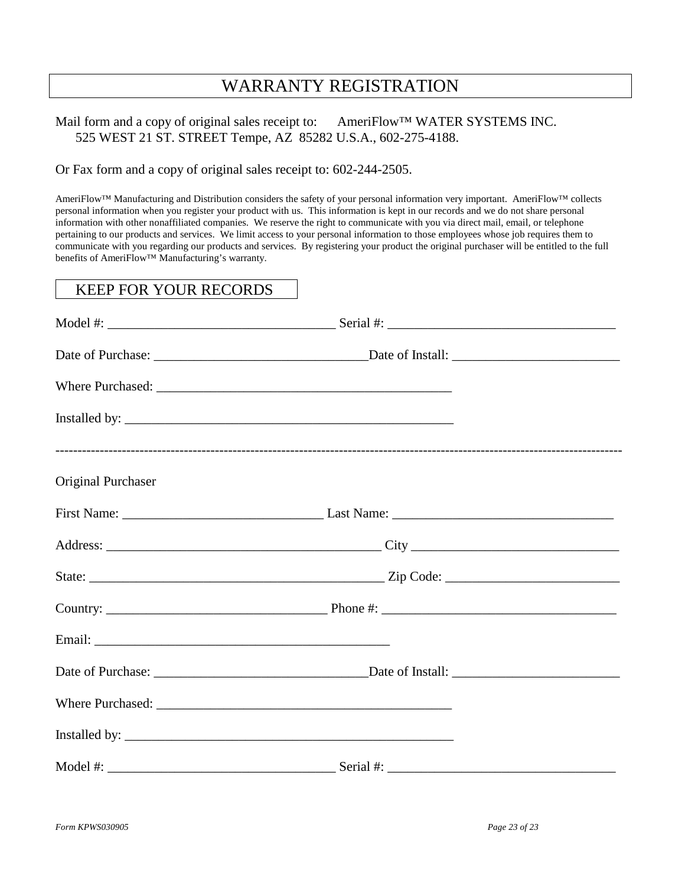# WARRANTY REGISTRATION

Mail form and a copy of original sales receipt to: AmeriFlow™ WATER SYSTEMS INC. 525 WEST 21 ST. STREET Tempe, AZ 85282 U.S.A., 602-275-4188.

Or Fax form and a copy of original sales receipt to: 602-244-2505.

AmeriFlow™ Manufacturing and Distribution considers the safety of your personal information very important. AmeriFlow™ collects personal information when you register your product with us. This information is kept in our records and we do not share personal information with other nonaffiliated companies. We reserve the right to communicate with you via direct mail, email, or telephone pertaining to our products and services. We limit access to your personal information to those employees whose job requires them to communicate with you regarding our products and services. By registering your product the original purchaser will be entitled to the full benefits of AmeriFlow™ Manufacturing's warranty.

## KEEP FOR YOUR RECORDS

Model #: _________________________________ Serial #: _________________________________

Date of Purchase: _____________________________Date of Install: _______________________

Where Purchased: ___________________________________________

Installed by: ________________________________________________

---------------------------------------------------------------------------------------------------------------------------

Original Purchaser

First Name: ____________________________ Last Name: ______________________________

Address: _________________________________________ City ____________________________

State: ____________________________________________ Zip Code: ________________________

Country: _______________________________ Phone #: ________________________________

Email: _____________________________________________

Date of Purchase: _____________________________Date of Install: _______________________

Where Purchased: ___________________________________________

Installed by: ________________________________________________

Model #: _________________________________ Serial #: _________________________________

*Form KPWS030905*